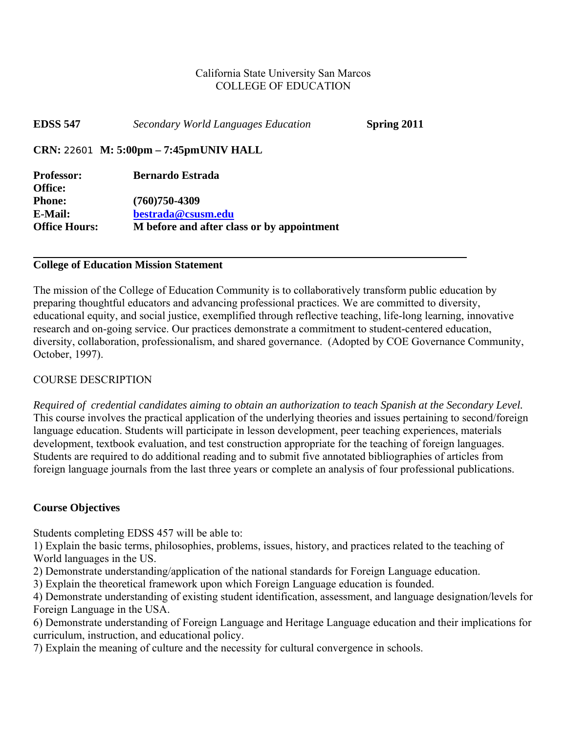California State University San Marcos
COLLEGE OF EDUCATION

**EDSS 547** *Secondary World Languages Education* **Spring 2011**

**CRN:** 22601 **M: 5:00pm – 7:45pmUNIV HALL**

**Professor:** **Bernardo Estrada**
**Office:**
**Phone:** **(760)750-4309**
**E-Mail:** **bestrada@csusm.edu**
**Office Hours:** **M before and after class or by appointment**

---

**College of Education Mission Statement**

The mission of the College of Education Community is to collaboratively transform public education by preparing thoughtful educators and advancing professional practices. We are committed to diversity, educational equity, and social justice, exemplified through reflective teaching, life-long learning, innovative research and on-going service. Our practices demonstrate a commitment to student-centered education, diversity, collaboration, professionalism, and shared governance. (Adopted by COE Governance Community, October, 1997).

COURSE DESCRIPTION

*Required of credential candidates aiming to obtain an authorization to teach Spanish at the Secondary Level.* This course involves the practical application of the underlying theories and issues pertaining to second/foreign language education. Students will participate in lesson development, peer teaching experiences, materials development, textbook evaluation, and test construction appropriate for the teaching of foreign languages. Students are required to do additional reading and to submit five annotated bibliographies of articles from foreign language journals from the last three years or complete an analysis of four professional publications.

**Course Objectives**

Students completing EDSS 457 will be able to:

1) Explain the basic terms, philosophies, problems, issues, history, and practices related to the teaching of World languages in the US.
2) Demonstrate understanding/application of the national standards for Foreign Language education.
3) Explain the theoretical framework upon which Foreign Language education is founded.
4) Demonstrate understanding of existing student identification, assessment, and language designation/levels for Foreign Language in the USA.
6) Demonstrate understanding of Foreign Language and Heritage Language education and their implications for curriculum, instruction, and educational policy.
7) Explain the meaning of culture and the necessity for cultural convergence in schools.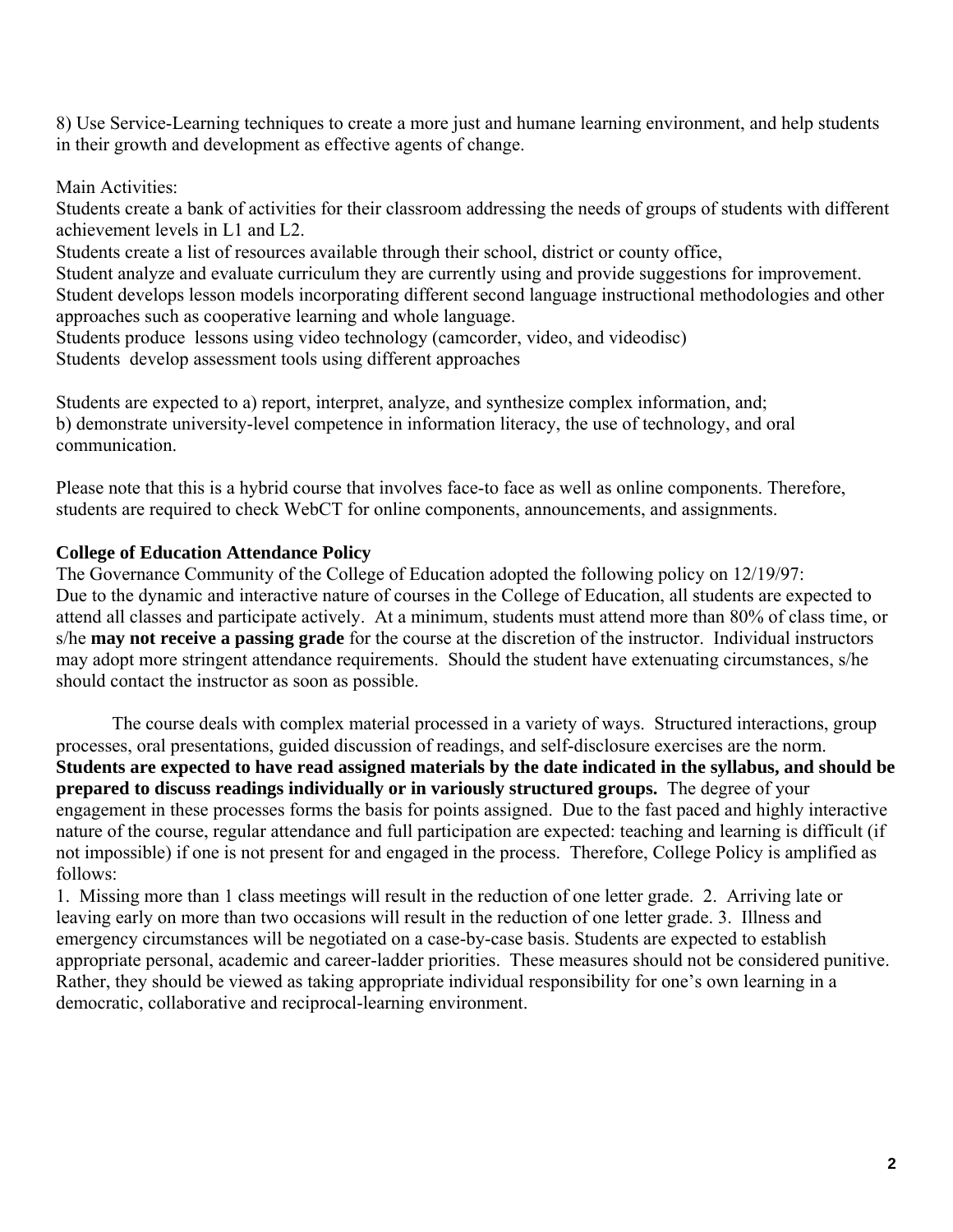8) Use Service-Learning techniques to create a more just and humane learning environment, and help students in their growth and development as effective agents of change.

Main Activities:
Students create a bank of activities for their classroom addressing the needs of groups of students with different achievement levels in L1 and L2.
Students create a list of resources available through their school, district or county office,
Student analyze and evaluate curriculum they are currently using and provide suggestions for improvement.
Student develops lesson models incorporating different second language instructional methodologies and other approaches such as cooperative learning and whole language.
Students produce lessons using video technology (camcorder, video, and videodisc)
Students develop assessment tools using different approaches

Students are expected to a) report, interpret, analyze, and synthesize complex information, and;
b) demonstrate university-level competence in information literacy, the use of technology, and oral communication.

Please note that this is a hybrid course that involves face-to face as well as online components. Therefore, students are required to check WebCT for online components, announcements, and assignments.

**College of Education Attendance Policy**

The Governance Community of the College of Education adopted the following policy on 12/19/97:
Due to the dynamic and interactive nature of courses in the College of Education, all students are expected to attend all classes and participate actively. At a minimum, students must attend more than 80% of class time, or s/he **may not receive a passing grade** for the course at the discretion of the instructor. Individual instructors may adopt more stringent attendance requirements. Should the student have extenuating circumstances, s/he should contact the instructor as soon as possible.

The course deals with complex material processed in a variety of ways. Structured interactions, group processes, oral presentations, guided discussion of readings, and self-disclosure exercises are the norm. **Students are expected to have read assigned materials by the date indicated in the syllabus, and should be prepared to discuss readings individually or in variously structured groups.** The degree of your engagement in these processes forms the basis for points assigned. Due to the fast paced and highly interactive nature of the course, regular attendance and full participation are expected: teaching and learning is difficult (if not impossible) if one is not present for and engaged in the process. Therefore, College Policy is amplified as follows:
1. Missing more than 1 class meetings will result in the reduction of one letter grade. 2. Arriving late or leaving early on more than two occasions will result in the reduction of one letter grade. 3. Illness and emergency circumstances will be negotiated on a case-by-case basis. Students are expected to establish appropriate personal, academic and career-ladder priorities. These measures should not be considered punitive. Rather, they should be viewed as taking appropriate individual responsibility for one's own learning in a democratic, collaborative and reciprocal-learning environment.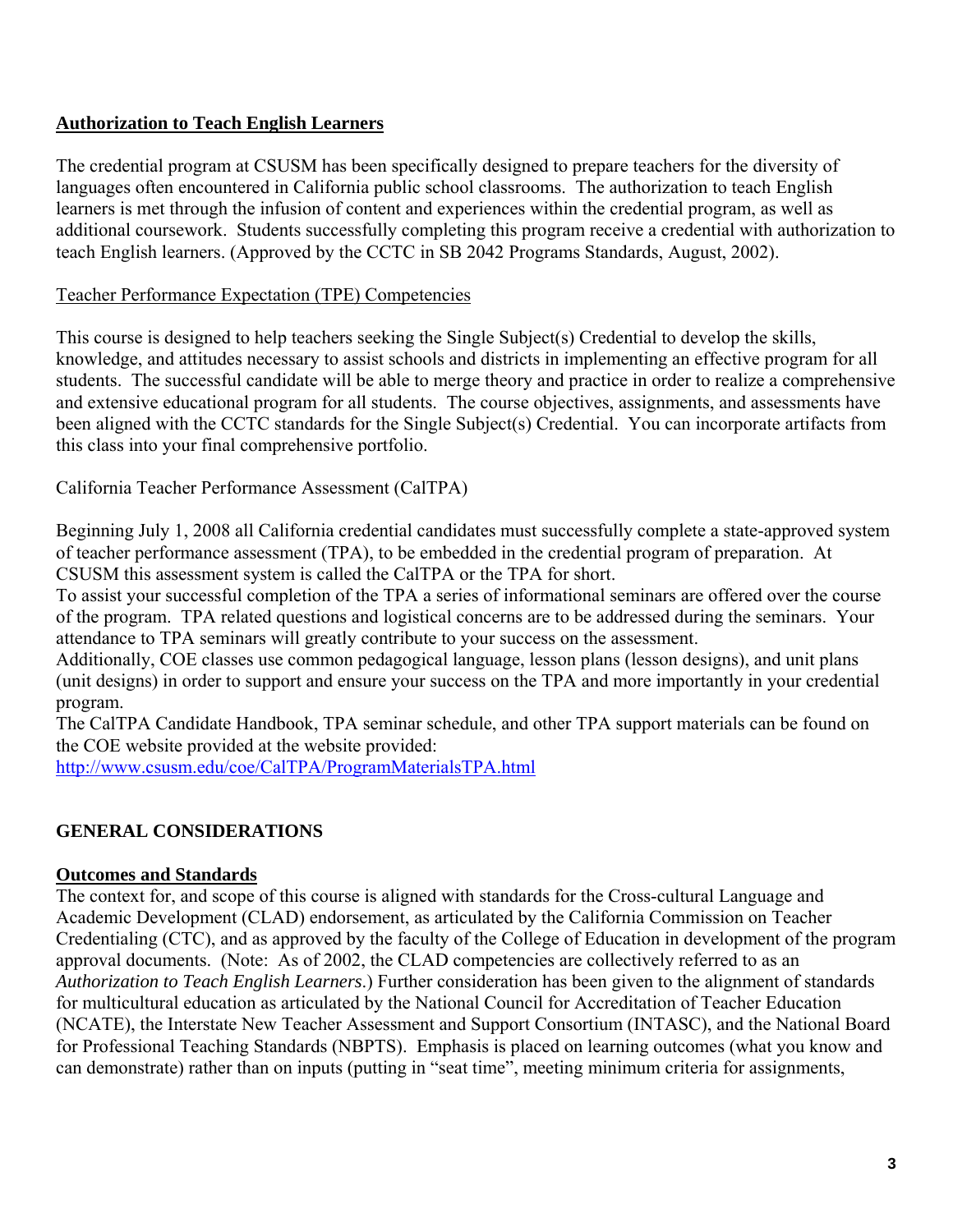## Authorization to Teach English Learners

The credential program at CSUSM has been specifically designed to prepare teachers for the diversity of languages often encountered in California public school classrooms. The authorization to teach English learners is met through the infusion of content and experiences within the credential program, as well as additional coursework. Students successfully completing this program receive a credential with authorization to teach English learners. (Approved by the CCTC in SB 2042 Programs Standards, August, 2002).

### Teacher Performance Expectation (TPE) Competencies

This course is designed to help teachers seeking the Single Subject(s) Credential to develop the skills, knowledge, and attitudes necessary to assist schools and districts in implementing an effective program for all students. The successful candidate will be able to merge theory and practice in order to realize a comprehensive and extensive educational program for all students. The course objectives, assignments, and assessments have been aligned with the CCTC standards for the Single Subject(s) Credential. You can incorporate artifacts from this class into your final comprehensive portfolio.

### California Teacher Performance Assessment (CalTPA)

Beginning July 1, 2008 all California credential candidates must successfully complete a state-approved system of teacher performance assessment (TPA), to be embedded in the credential program of preparation. At CSUSM this assessment system is called the CalTPA or the TPA for short.

To assist your successful completion of the TPA a series of informational seminars are offered over the course of the program. TPA related questions and logistical concerns are to be addressed during the seminars. Your attendance to TPA seminars will greatly contribute to your success on the assessment.

Additionally, COE classes use common pedagogical language, lesson plans (lesson designs), and unit plans (unit designs) in order to support and ensure your success on the TPA and more importantly in your credential program.

The CalTPA Candidate Handbook, TPA seminar schedule, and other TPA support materials can be found on the COE website provided at the website provided:
http://www.csusm.edu/coe/CalTPA/ProgramMaterialsTPA.html

# GENERAL CONSIDERATIONS

## Outcomes and Standards

The context for, and scope of this course is aligned with standards for the Cross-cultural Language and Academic Development (CLAD) endorsement, as articulated by the California Commission on Teacher Credentialing (CTC), and as approved by the faculty of the College of Education in development of the program approval documents. (Note: As of 2002, the CLAD competencies are collectively referred to as an *Authorization to Teach English Learners*.) Further consideration has been given to the alignment of standards for multicultural education as articulated by the National Council for Accreditation of Teacher Education (NCATE), the Interstate New Teacher Assessment and Support Consortium (INTASC), and the National Board for Professional Teaching Standards (NBPTS). Emphasis is placed on learning outcomes (what you know and can demonstrate) rather than on inputs (putting in "seat time", meeting minimum criteria for assignments,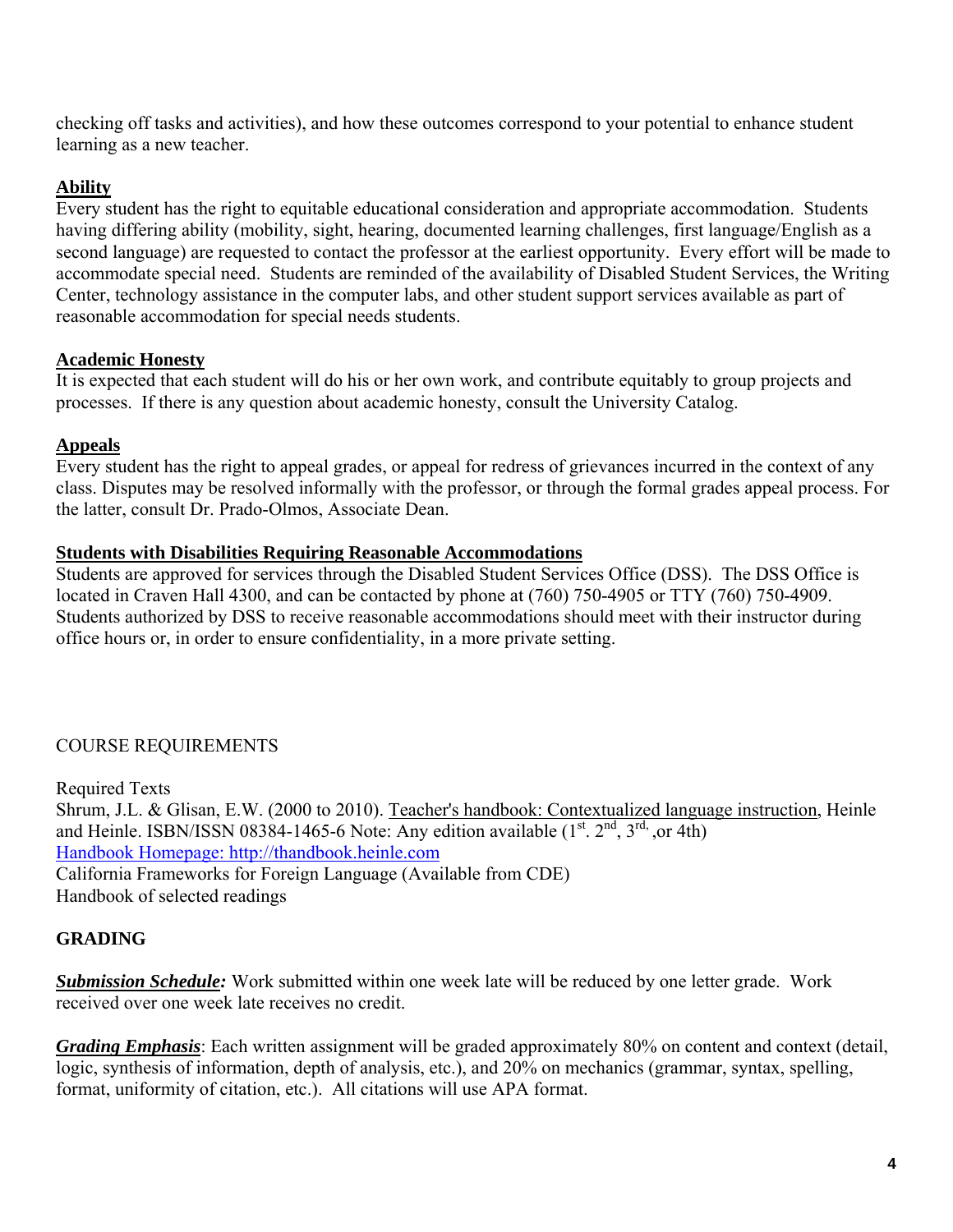checking off tasks and activities), and how these outcomes correspond to your potential to enhance student learning as a new teacher.

### Ability

Every student has the right to equitable educational consideration and appropriate accommodation. Students having differing ability (mobility, sight, hearing, documented learning challenges, first language/English as a second language) are requested to contact the professor at the earliest opportunity. Every effort will be made to accommodate special need. Students are reminded of the availability of Disabled Student Services, the Writing Center, technology assistance in the computer labs, and other student support services available as part of reasonable accommodation for special needs students.

### Academic Honesty

It is expected that each student will do his or her own work, and contribute equitably to group projects and processes. If there is any question about academic honesty, consult the University Catalog.

### Appeals

Every student has the right to appeal grades, or appeal for redress of grievances incurred in the context of any class. Disputes may be resolved informally with the professor, or through the formal grades appeal process. For the latter, consult Dr. Prado-Olmos, Associate Dean.

### Students with Disabilities Requiring Reasonable Accommodations

Students are approved for services through the Disabled Student Services Office (DSS). The DSS Office is located in Craven Hall 4300, and can be contacted by phone at (760) 750-4905 or TTY (760) 750-4909. Students authorized by DSS to receive reasonable accommodations should meet with their instructor during office hours or, in order to ensure confidentiality, in a more private setting.

## COURSE REQUIREMENTS

Required Texts

Shrum, J.L. & Glisan, E.W. (2000 to 2010). Teacher's handbook: Contextualized language instruction, Heinle and Heinle. ISBN/ISSN 08384-1465-6 Note: Any edition available (1st. 2nd, 3rd, ,or 4th)

[Handbook Homepage: http://thandbook.heinle.com](http://thandbook.heinle.com)

California Frameworks for Foreign Language (Available from CDE)

Handbook of selected readings

## GRADING

***Submission Schedule:*** Work submitted within one week late will be reduced by one letter grade. Work received over one week late receives no credit.

***Grading Emphasis***: Each written assignment will be graded approximately 80% on content and context (detail, logic, synthesis of information, depth of analysis, etc.), and 20% on mechanics (grammar, syntax, spelling, format, uniformity of citation, etc.). All citations will use APA format.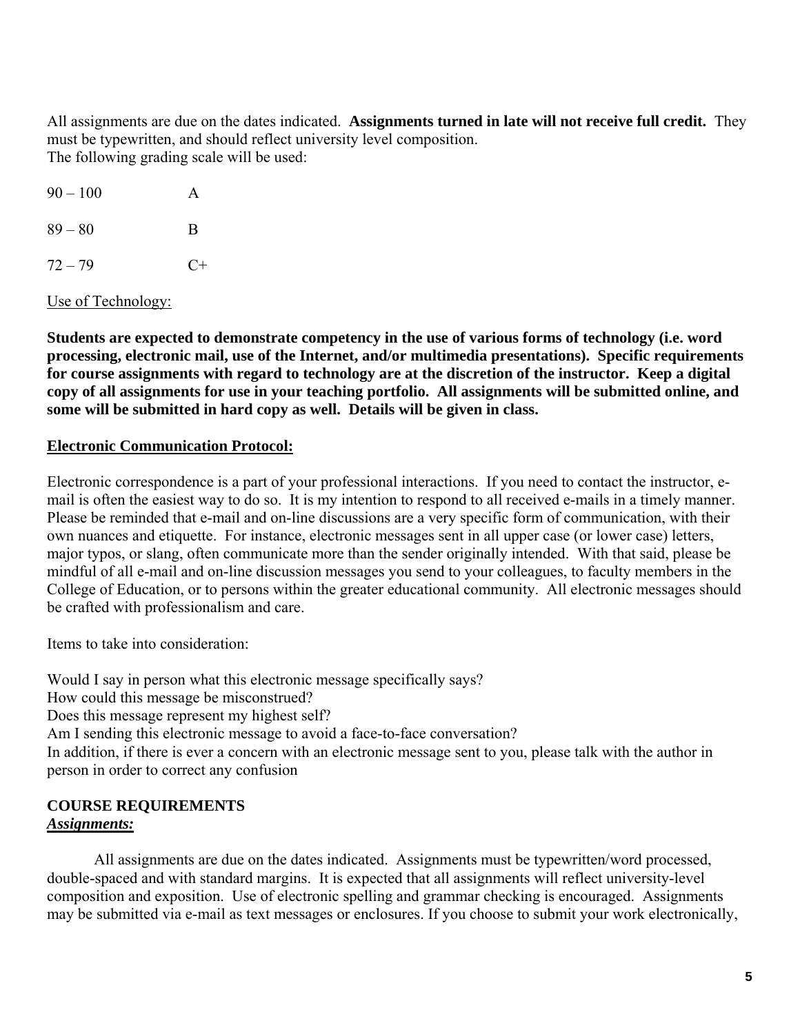All assignments are due on the dates indicated. **Assignments turned in late will not receive full credit.** They must be typewritten, and should reflect university level composition.
The following grading scale will be used:

| | |
|---|---|
| 90 – 100 | A |
| 89 – 80 | B |
| 72 – 79 | C+ |

<u>Use of Technology:</u>

**Students are expected to demonstrate competency in the use of various forms of technology (i.e. word processing, electronic mail, use of the Internet, and/or multimedia presentations). Specific requirements for course assignments with regard to technology are at the discretion of the instructor. Keep a digital copy of all assignments for use in your teaching portfolio. All assignments will be submitted online, and some will be submitted in hard copy as well. Details will be given in class.**

**<u>Electronic Communication Protocol:</u>**

Electronic correspondence is a part of your professional interactions. If you need to contact the instructor, e-mail is often the easiest way to do so. It is my intention to respond to all received e-mails in a timely manner. Please be reminded that e-mail and on-line discussions are a very specific form of communication, with their own nuances and etiquette. For instance, electronic messages sent in all upper case (or lower case) letters, major typos, or slang, often communicate more than the sender originally intended. With that said, please be mindful of all e-mail and on-line discussion messages you send to your colleagues, to faculty members in the College of Education, or to persons within the greater educational community. All electronic messages should be crafted with professionalism and care.

Items to take into consideration:

Would I say in person what this electronic message specifically says?
How could this message be misconstrued?
Does this message represent my highest self?
Am I sending this electronic message to avoid a face-to-face conversation?
In addition, if there is ever a concern with an electronic message sent to you, please talk with the author in person in order to correct any confusion

**COURSE REQUIREMENTS**
***<u>Assignments:</u>***

All assignments are due on the dates indicated. Assignments must be typewritten/word processed, double-spaced and with standard margins. It is expected that all assignments will reflect university-level composition and exposition. Use of electronic spelling and grammar checking is encouraged. Assignments may be submitted via e-mail as text messages or enclosures. If you choose to submit your work electronically,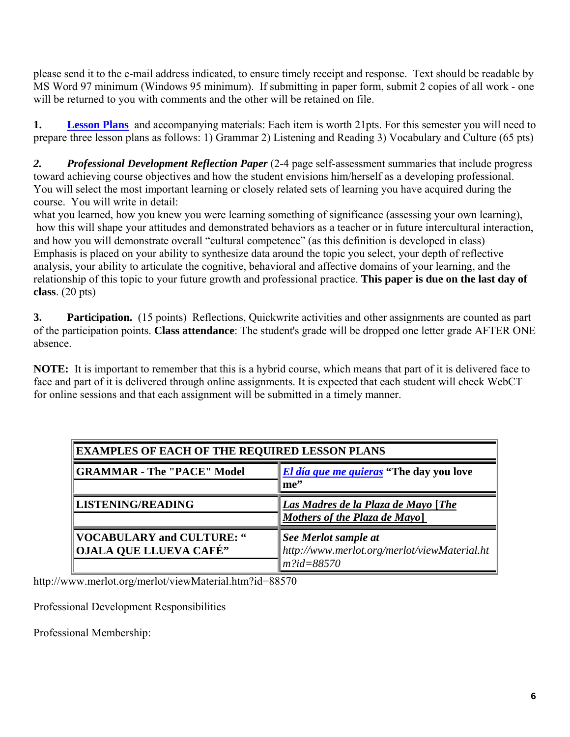please send it to the e-mail address indicated, to ensure timely receipt and response. Text should be readable by MS Word 97 minimum (Windows 95 minimum). If submitting in paper form, submit 2 copies of all work - one will be returned to you with comments and the other will be retained on file.

**1.** **Lesson Plans** and accompanying materials: Each item is worth 21pts. For this semester you will need to prepare three lesson plans as follows: 1) Grammar 2) Listening and Reading 3) Vocabulary and Culture (65 pts)

***2. Professional Development Reflection Paper*** (2-4 page self-assessment summaries that include progress toward achieving course objectives and how the student envisions him/herself as a developing professional. You will select the most important learning or closely related sets of learning you have acquired during the course. You will write in detail:
what you learned, how you knew you were learning something of significance (assessing your own learning), how this will shape your attitudes and demonstrated behaviors as a teacher or in future intercultural interaction, and how you will demonstrate overall "cultural competence" (as this definition is developed in class) Emphasis is placed on your ability to synthesize data around the topic you select, your depth of reflective analysis, your ability to articulate the cognitive, behavioral and affective domains of your learning, and the relationship of this topic to your future growth and professional practice. **This paper is due on the last day of class**. (20 pts)

**3. Participation.** (15 points) Reflections, Quickwrite activities and other assignments are counted as part of the participation points. **Class attendance**: The student's grade will be dropped one letter grade AFTER ONE absence.

**NOTE:** It is important to remember that this is a hybrid course, which means that part of it is delivered face to face and part of it is delivered through online assignments. It is expected that each student will check WebCT for online sessions and that each assignment will be submitted in a timely manner.

| **EXAMPLES OF EACH OF THE REQUIRED LESSON PLANS** | |
|---|---|
| **GRAMMAR - The "PACE" Model** | ***El día que me quieras*** **"The day you love me"** |
| **LISTENING/READING** | ***Las Madres de la Plaza de Mayo* [*The Mothers of the Plaza de Mayo*]** |
| **VOCABULARY and CULTURE: " OJALA QUE LLUEVA CAFÉ"** | ***See Merlot sample at*** *http://www.merlot.org/merlot/viewMaterial.htm?id=88570* |

http://www.merlot.org/merlot/viewMaterial.htm?id=88570

Professional Development Responsibilities

Professional Membership: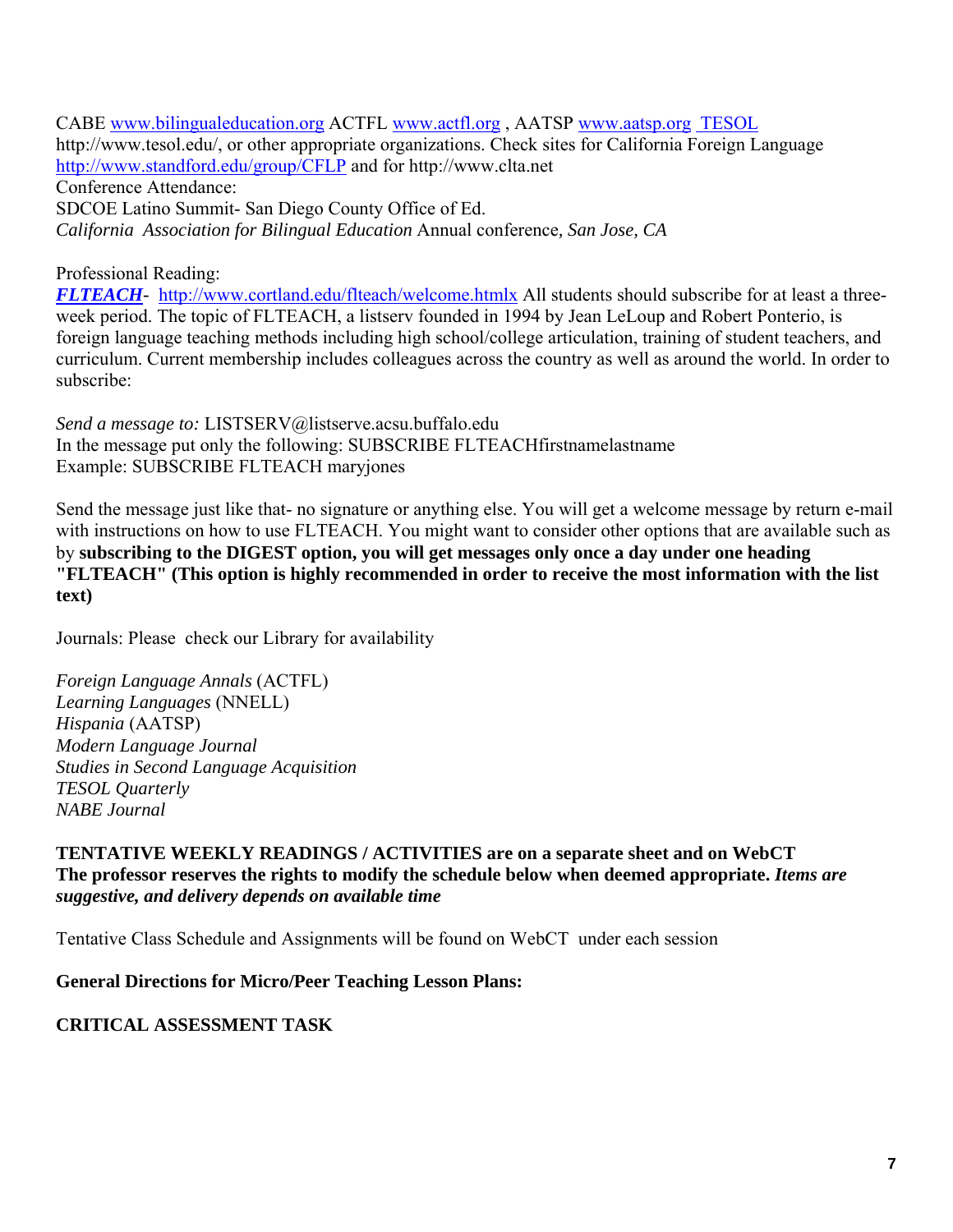CABE www.bilingualeducation.org ACTFL www.actfl.org , AATSP www.aatsp.org TESOL http://www.tesol.edu/, or other appropriate organizations. Check sites for California Foreign Language http://www.standford.edu/group/CFLP and for http://www.clta.net

Conference Attendance:

SDCOE Latino Summit- San Diego County Office of Ed.

*California Association for Bilingual Education* Annual conference*, San Jose, CA*

Professional Reading:

***FLTEACH***- http://www.cortland.edu/flteach/welcome.htmlx All students should subscribe for at least a three-week period. The topic of FLTEACH, a listserv founded in 1994 by Jean LeLoup and Robert Ponterio, is foreign language teaching methods including high school/college articulation, training of student teachers, and curriculum. Current membership includes colleagues across the country as well as around the world. In order to subscribe:

*Send a message to:* LISTSERV@listserve.acsu.buffalo.edu

In the message put only the following: SUBSCRIBE FLTEACHfirstnamelastname

Example: SUBSCRIBE FLTEACH maryjones

Send the message just like that- no signature or anything else. You will get a welcome message by return e-mail with instructions on how to use FLTEACH. You might want to consider other options that are available such as by **subscribing to the DIGEST option, you will get messages only once a day under one heading "FLTEACH" (This option is highly recommended in order to receive the most information with the list text)**

Journals: Please check our Library for availability

*Foreign Language Annals* (ACTFL)
*Learning Languages* (NNELL)
*Hispania* (AATSP)
*Modern Language Journal*
*Studies in Second Language Acquisition*
*TESOL Quarterly*
*NABE Journal*

**TENTATIVE WEEKLY READINGS / ACTIVITIES are on a separate sheet and on WebCT**
**The professor reserves the rights to modify the schedule below when deemed appropriate.** ***Items are suggestive, and delivery depends on available time***

Tentative Class Schedule and Assignments will be found on WebCT under each session

**General Directions for Micro/Peer Teaching Lesson Plans:**

**CRITICAL ASSESSMENT TASK**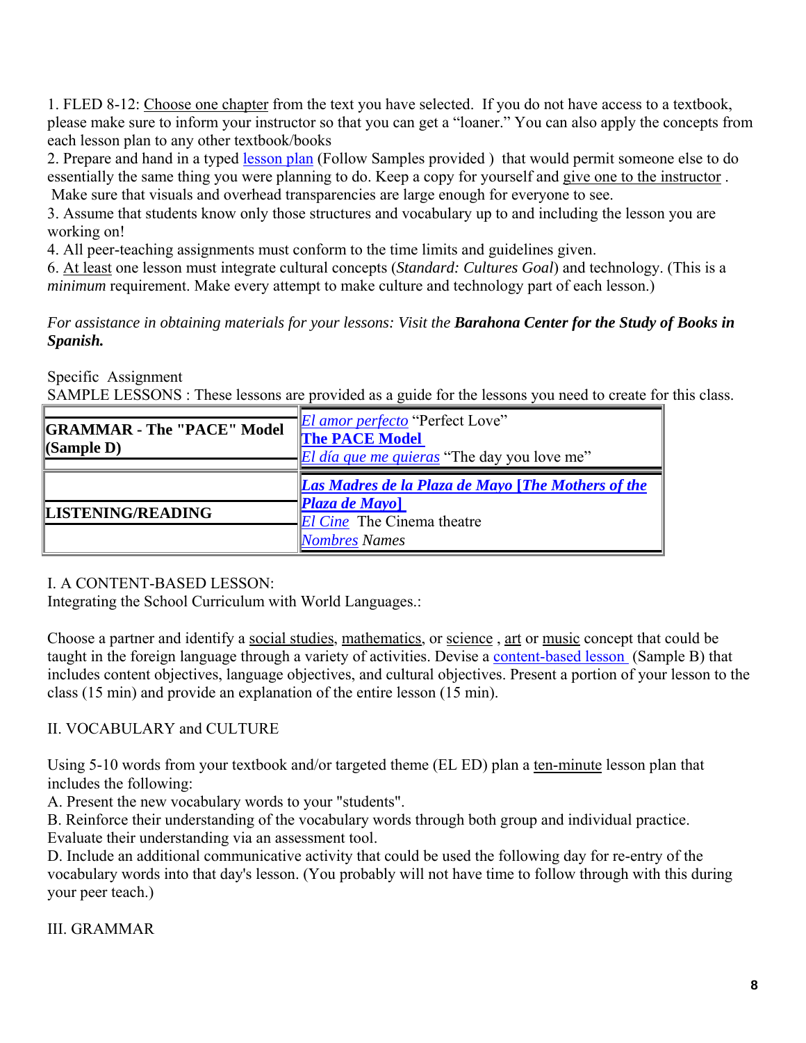1. FLED 8-12: Choose one chapter from the text you have selected. If you do not have access to a textbook, please make sure to inform your instructor so that you can get a "loaner." You can also apply the concepts from each lesson plan to any other textbook/books

2. Prepare and hand in a typed lesson plan (Follow Samples provided ) that would permit someone else to do essentially the same thing you were planning to do. Keep a copy for yourself and give one to the instructor . Make sure that visuals and overhead transparencies are large enough for everyone to see.

3. Assume that students know only those structures and vocabulary up to and including the lesson you are working on!

4. All peer-teaching assignments must conform to the time limits and guidelines given.

6. At least one lesson must integrate cultural concepts (*Standard: Cultures Goal*) and technology. (This is a *minimum* requirement. Make every attempt to make culture and technology part of each lesson.)

*For assistance in obtaining materials for your lessons: Visit the **Barahona Center for the Study of Books in Spanish.***

Specific Assignment

SAMPLE LESSONS : These lessons are provided as a guide for the lessons you need to create for this class.

| | |
|---|---|
| **GRAMMAR - The "PACE" Model (Sample D)** | *El amor perfecto* "Perfect Love"<br>**The PACE Model**<br>*El día que me quieras* "The day you love me" |
| **LISTENING/READING** | ***Las Madres de la Plaza de Mayo* [The Mothers of the Plaza de Mayo]**<br>*El Cine* The Cinema theatre<br>*Nombres Names* |

I. A CONTENT-BASED LESSON:
Integrating the School Curriculum with World Languages.:

Choose a partner and identify a social studies, mathematics, or science , art or music concept that could be taught in the foreign language through a variety of activities. Devise a content-based lesson (Sample B) that includes content objectives, language objectives, and cultural objectives. Present a portion of your lesson to the class (15 min) and provide an explanation of the entire lesson (15 min).

II. VOCABULARY and CULTURE

Using 5-10 words from your textbook and/or targeted theme (EL ED) plan a ten-minute lesson plan that includes the following:

A. Present the new vocabulary words to your "students".
B. Reinforce their understanding of the vocabulary words through both group and individual practice. Evaluate their understanding via an assessment tool.
D. Include an additional communicative activity that could be used the following day for re-entry of the vocabulary words into that day's lesson. (You probably will not have time to follow through with this during your peer teach.)

III. GRAMMAR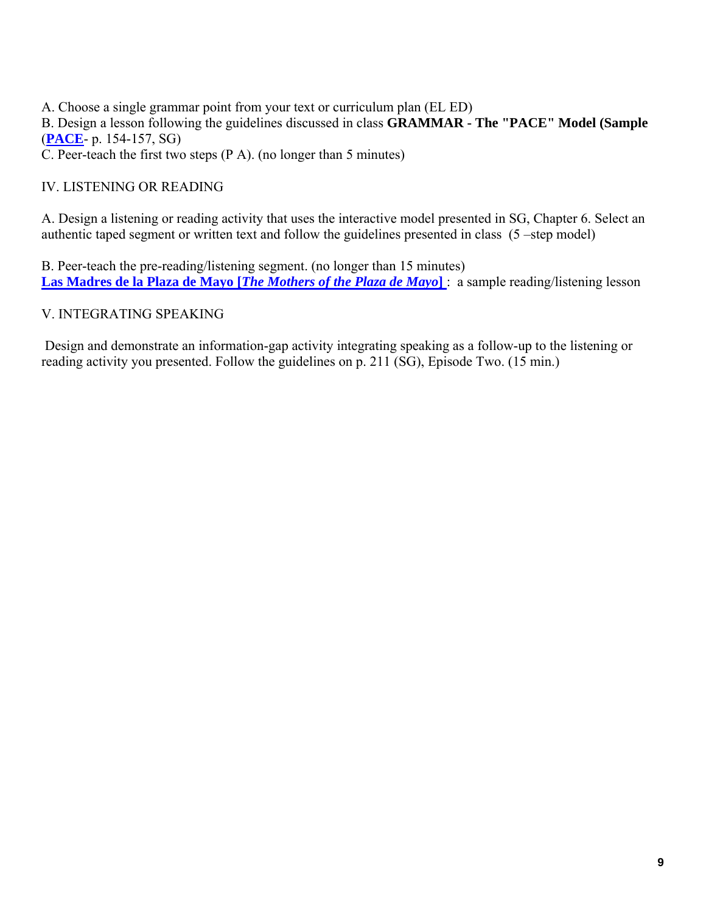A. Choose a single grammar point from your text or curriculum plan (EL ED)
B. Design a lesson following the guidelines discussed in class **GRAMMAR - The "PACE" Model (Sample** (**PACE**- p. 154-157, SG)
C. Peer-teach the first two steps (P A). (no longer than 5 minutes)

IV. LISTENING OR READING

A. Design a listening or reading activity that uses the interactive model presented in SG, Chapter 6. Select an authentic taped segment or written text and follow the guidelines presented in class (5 –step model)

B. Peer-teach the pre-reading/listening segment. (no longer than 15 minutes)
**Las Madres de la Plaza de Mayo [*The Mothers of the Plaza de Mayo*]** : a sample reading/listening lesson

V. INTEGRATING SPEAKING

Design and demonstrate an information-gap activity integrating speaking as a follow-up to the listening or reading activity you presented. Follow the guidelines on p. 211 (SG), Episode Two. (15 min.)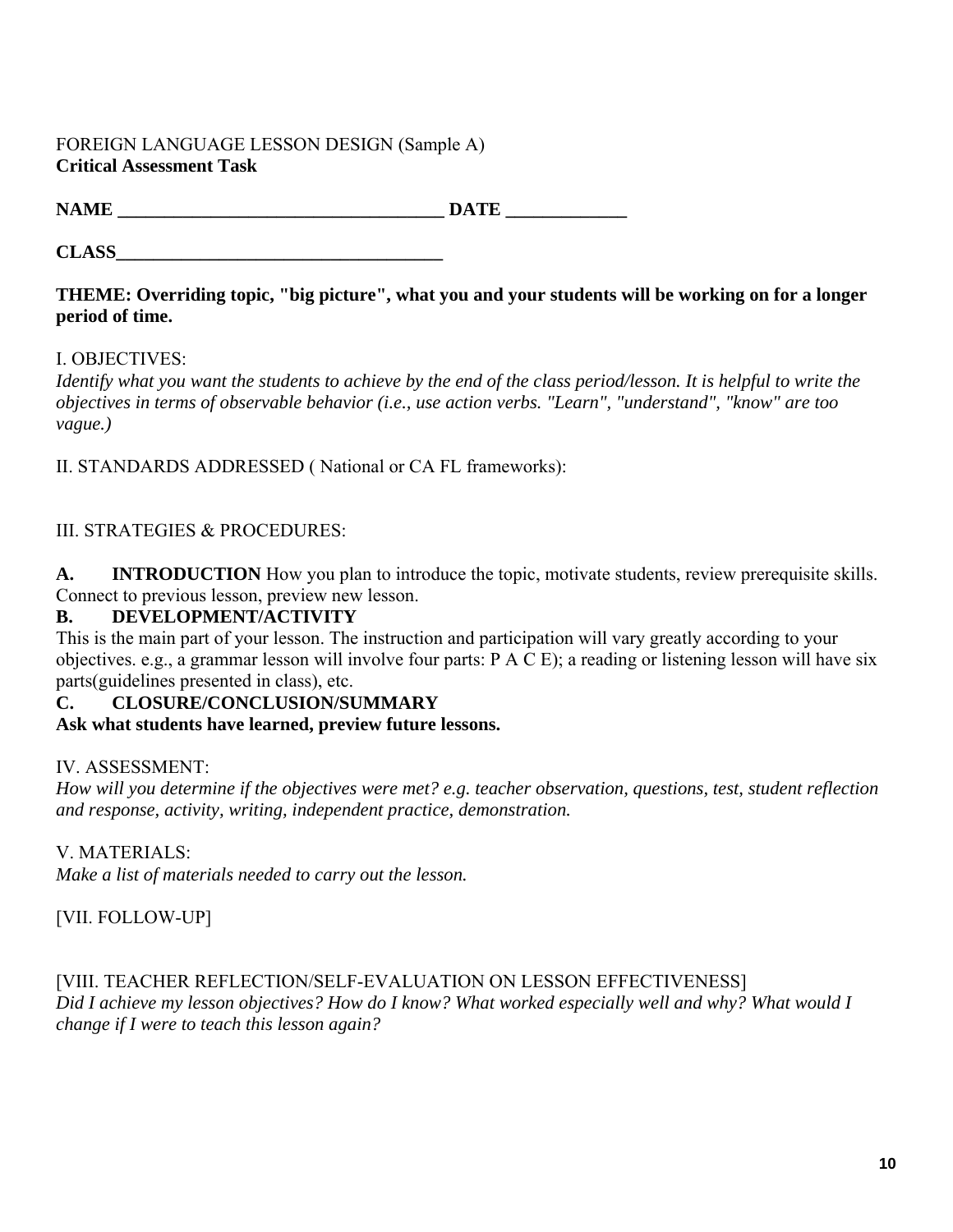FOREIGN LANGUAGE LESSON DESIGN (Sample A)
**Critical Assessment Task**

**NAME \_\_\_\_\_\_\_\_\_\_\_\_\_\_\_\_\_\_\_\_\_\_\_\_\_\_\_\_\_\_\_\_\_\_\_ DATE \_\_\_\_\_\_\_\_\_\_\_\_\_**

**CLASS\_\_\_\_\_\_\_\_\_\_\_\_\_\_\_\_\_\_\_\_\_\_\_\_\_\_\_\_\_\_\_\_\_\_\_**

**THEME: Overriding topic, "big picture", what you and your students will be working on for a longer period of time.**

I. OBJECTIVES:
*Identify what you want the students to achieve by the end of the class period/lesson. It is helpful to write the objectives in terms of observable behavior (i.e., use action verbs. "Learn", "understand", "know" are too vague.)*

II. STANDARDS ADDRESSED ( National or CA FL frameworks):

III. STRATEGIES & PROCEDURES:

**A. INTRODUCTION** How you plan to introduce the topic, motivate students, review prerequisite skills. Connect to previous lesson, preview new lesson.

**B. DEVELOPMENT/ACTIVITY**
This is the main part of your lesson. The instruction and participation will vary greatly according to your objectives. e.g., a grammar lesson will involve four parts: P A C E); a reading or listening lesson will have six parts(guidelines presented in class), etc.

**C. CLOSURE/CONCLUSION/SUMMARY**
**Ask what students have learned, preview future lessons.**

IV. ASSESSMENT:
*How will you determine if the objectives were met? e.g. teacher observation, questions, test, student reflection and response, activity, writing, independent practice, demonstration.*

V. MATERIALS:
*Make a list of materials needed to carry out the lesson.*

[VII. FOLLOW-UP]

[VIII. TEACHER REFLECTION/SELF-EVALUATION ON LESSON EFFECTIVENESS]
*Did I achieve my lesson objectives? How do I know? What worked especially well and why? What would I change if I were to teach this lesson again?*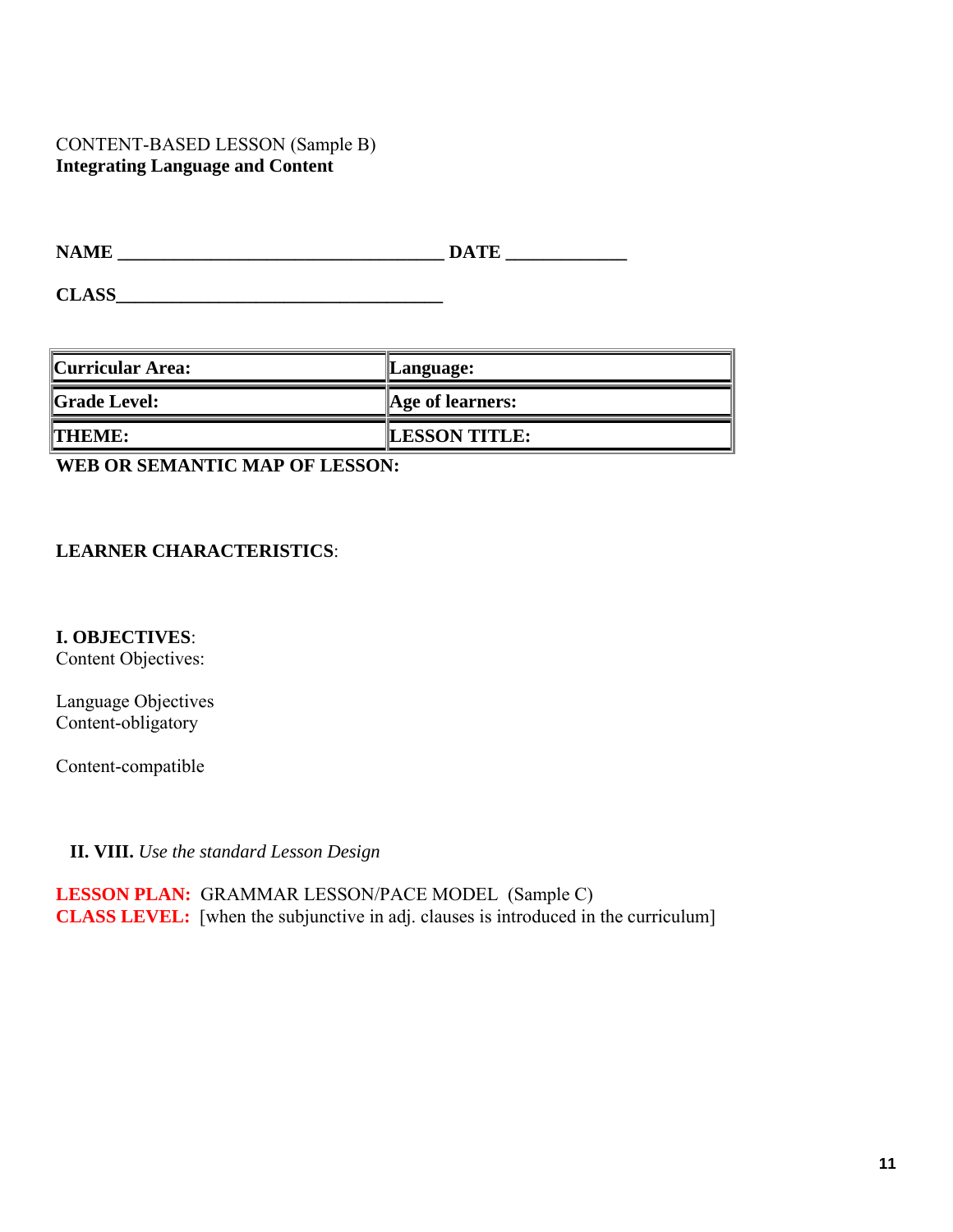CONTENT-BASED LESSON (Sample B)
**Integrating Language and Content**

**NAME** ___________________________________ **DATE** _____________

**CLASS**___________________________________

| **Curricular Area:** | **Language:** |
|---|---|
| **Grade Level:** | **Age of learners:** |
| **THEME:** | **LESSON TITLE:** |

**WEB OR SEMANTIC MAP OF LESSON:**

**LEARNER CHARACTERISTICS**:

**I. OBJECTIVES**:
Content Objectives:

Language Objectives
Content-obligatory

Content-compatible

**II. VIII.** *Use the standard Lesson Design*

**LESSON PLAN:** GRAMMAR LESSON/PACE MODEL (Sample C)
**CLASS LEVEL:** [when the subjunctive in adj. clauses is introduced in the curriculum]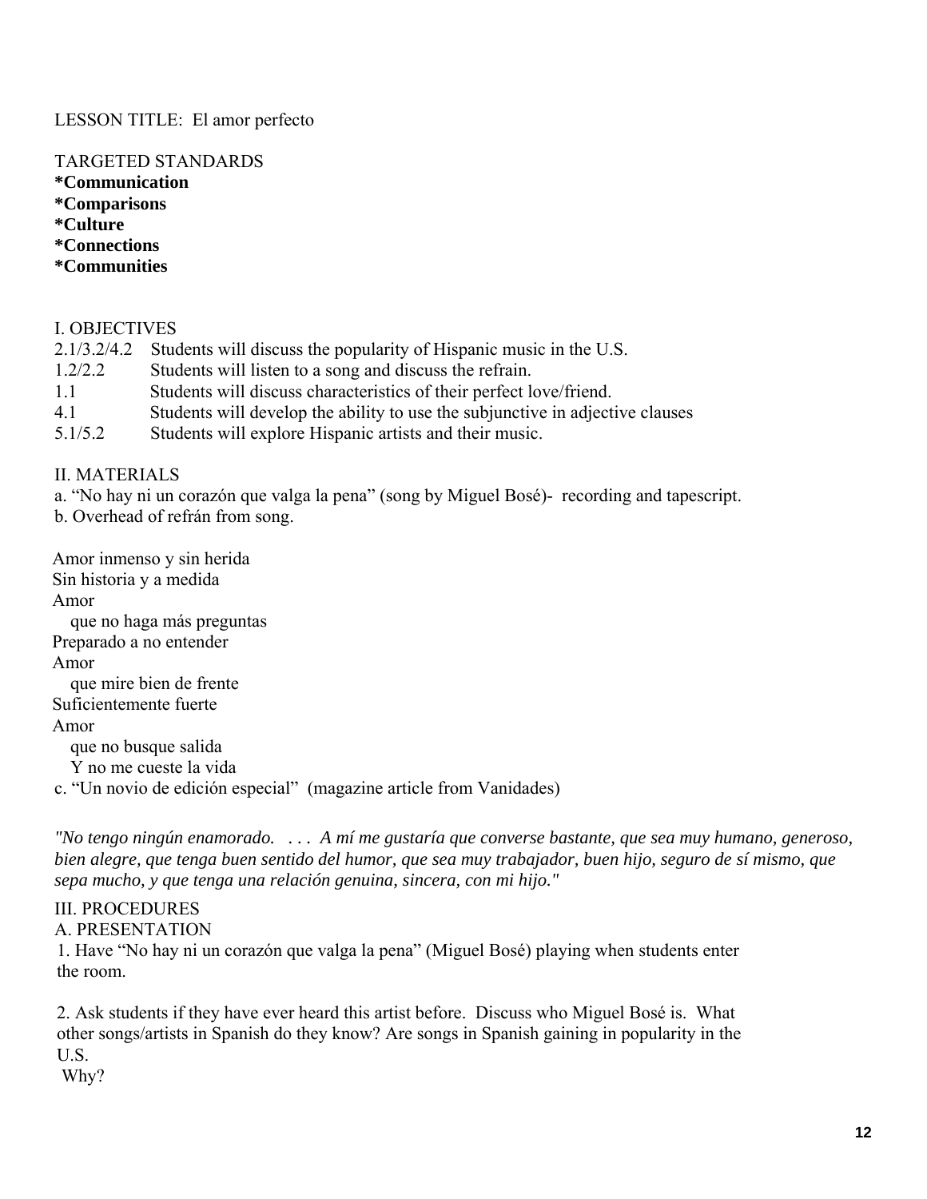LESSON TITLE: El amor perfecto

TARGETED STANDARDS

**\*Communication**
**\*Comparisons**
**\*Culture**
**\*Connections**
**\*Communities**

I. OBJECTIVES

2.1/3.2/4.2 Students will discuss the popularity of Hispanic music in the U.S.
1.2/2.2 Students will listen to a song and discuss the refrain.
1.1 Students will discuss characteristics of their perfect love/friend.
4.1 Students will develop the ability to use the subjunctive in adjective clauses
5.1/5.2 Students will explore Hispanic artists and their music.

II. MATERIALS

a. "No hay ni un corazón que valga la pena" (song by Miguel Bosé)- recording and tapescript.
b. Overhead of refrán from song.

Amor inmenso y sin herida
Sin historia y a medida
Amor
  que no haga más preguntas
Preparado a no entender
Amor
  que mire bien de frente
Suficientemente fuerte
Amor
  que no busque salida
  Y no me cueste la vida

c. "Un novio de edición especial" (magazine article from Vanidades)

*"No tengo ningún enamorado. . . . A mí me gustaría que converse bastante, que sea muy humano, generoso, bien alegre, que tenga buen sentido del humor, que sea muy trabajador, buen hijo, seguro de sí mismo, que sepa mucho, y que tenga una relación genuina, sincera, con mi hijo."*

III. PROCEDURES

A. PRESENTATION

1. Have "No hay ni un corazón que valga la pena" (Miguel Bosé) playing when students enter the room.

2. Ask students if they have ever heard this artist before. Discuss who Miguel Bosé is. What other songs/artists in Spanish do they know? Are songs in Spanish gaining in popularity in the U.S. Why?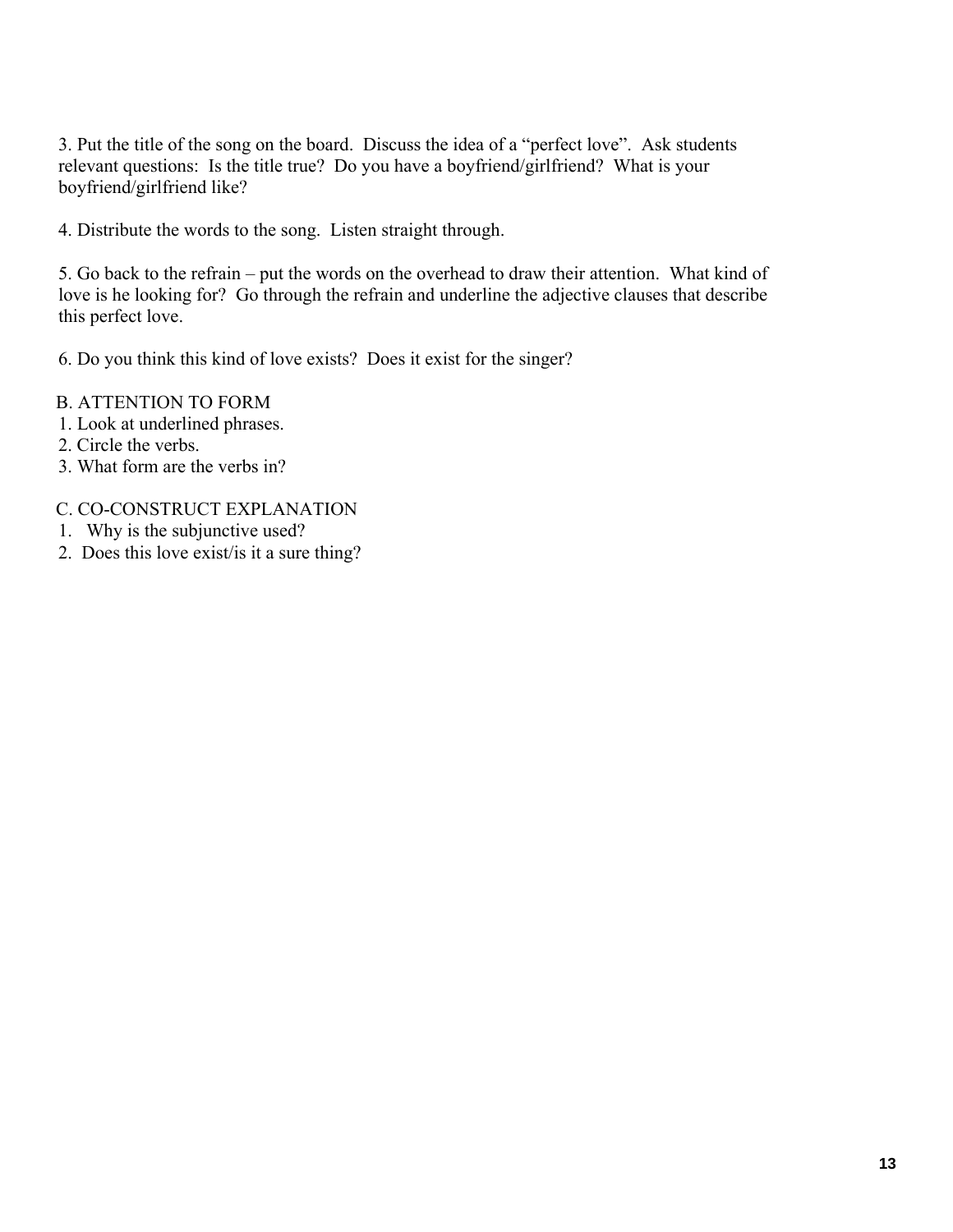3. Put the title of the song on the board. Discuss the idea of a "perfect love". Ask students relevant questions: Is the title true? Do you have a boyfriend/girlfriend? What is your boyfriend/girlfriend like?

4. Distribute the words to the song. Listen straight through.

5. Go back to the refrain – put the words on the overhead to draw their attention. What kind of love is he looking for? Go through the refrain and underline the adjective clauses that describe this perfect love.

6. Do you think this kind of love exists? Does it exist for the singer?

B. ATTENTION TO FORM

1. Look at underlined phrases.
2. Circle the verbs.
3. What form are the verbs in?

C. CO-CONSTRUCT EXPLANATION

1. Why is the subjunctive used?
2. Does this love exist/is it a sure thing?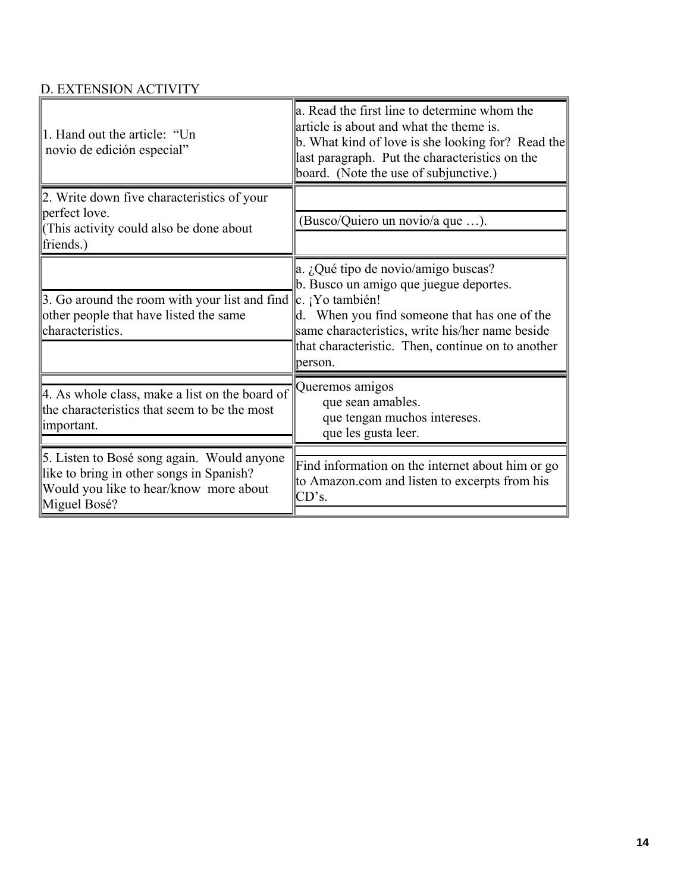D. EXTENSION ACTIVITY

| | |
|---|---|
| 1. Hand out the article: "Un novio de edición especial" | a. Read the first line to determine whom the article is about and what the theme is.<br>b. What kind of love is she looking for? Read the last paragraph. Put the characteristics on the board. (Note the use of subjunctive.) |
| 2. Write down five characteristics of your perfect love.<br>(This activity could also be done about friends.) | (Busco/Quiero un novio/a que …). |
| 3. Go around the room with your list and find other people that have listed the same characteristics. | a. ¿Qué tipo de novio/amigo buscas?<br>b. Busco un amigo que juegue deportes.<br>c. ¡Yo también!<br>d. When you find someone that has one of the same characteristics, write his/her name beside that characteristic. Then, continue on to another person. |
| 4. As whole class, make a list on the board of the characteristics that seem to be the most important. | Queremos amigos<br>que sean amables.<br>que tengan muchos intereses.<br>que les gusta leer. |
| 5. Listen to Bosé song again. Would anyone like to bring in other songs in Spanish? Would you like to hear/know more about Miguel Bosé? | Find information on the internet about him or go to Amazon.com and listen to excerpts from his CD's. |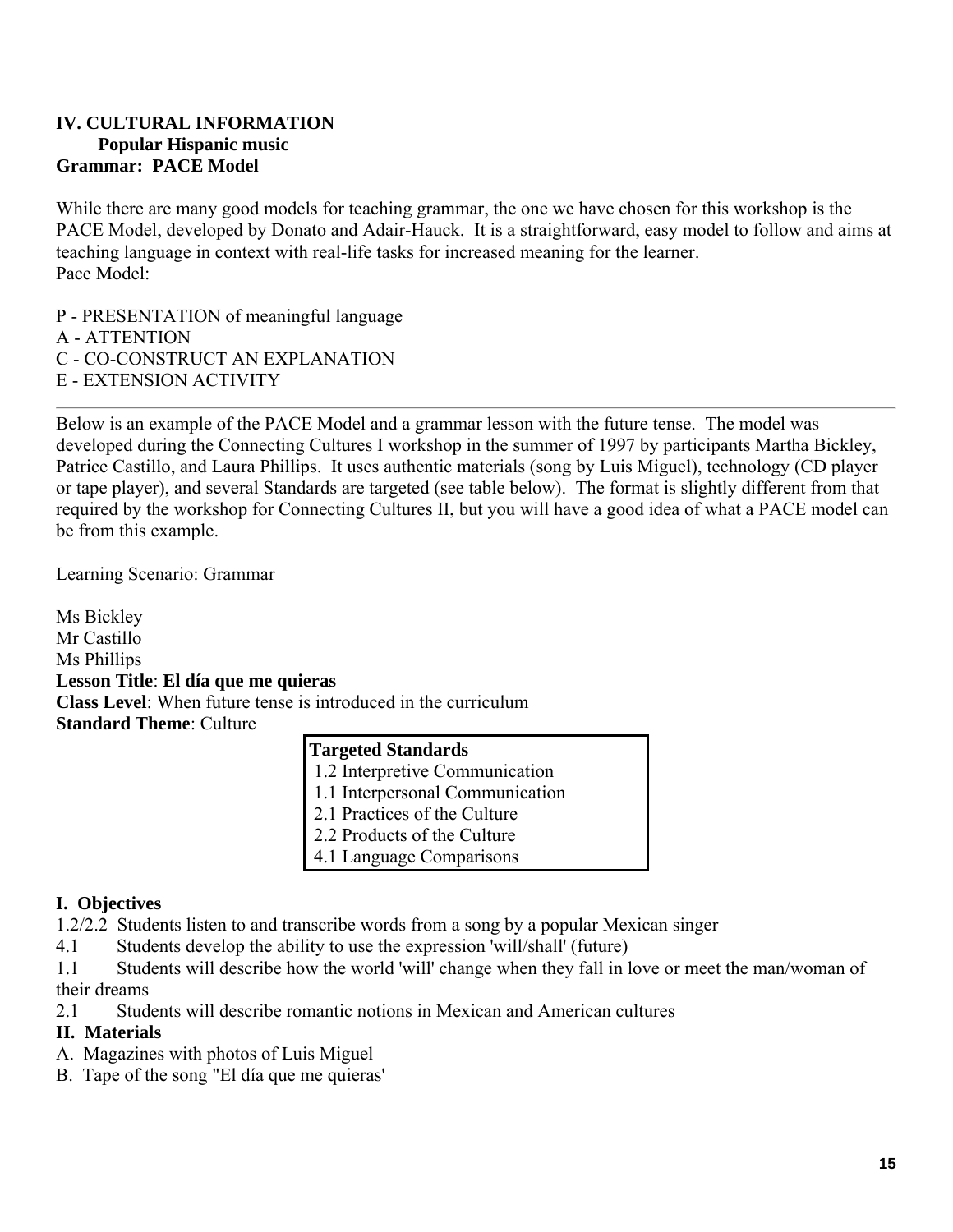**IV. CULTURAL INFORMATION**

**Popular Hispanic music**

**Grammar: PACE Model**

While there are many good models for teaching grammar, the one we have chosen for this workshop is the PACE Model, developed by Donato and Adair-Hauck. It is a straightforward, easy model to follow and aims at teaching language in context with real-life tasks for increased meaning for the learner.
Pace Model:

P - PRESENTATION of meaningful language
A - ATTENTION
C - CO-CONSTRUCT AN EXPLANATION
E - EXTENSION ACTIVITY

---

Below is an example of the PACE Model and a grammar lesson with the future tense. The model was developed during the Connecting Cultures I workshop in the summer of 1997 by participants Martha Bickley, Patrice Castillo, and Laura Phillips. It uses authentic materials (song by Luis Miguel), technology (CD player or tape player), and several Standards are targeted (see table below). The format is slightly different from that required by the workshop for Connecting Cultures II, but you will have a good idea of what a PACE model can be from this example.

Learning Scenario: Grammar

Ms Bickley
Mr Castillo
Ms Phillips
**Lesson Title**: **El día que me quieras**
**Class Level**: When future tense is introduced in the curriculum
**Standard Theme**: Culture

| **Targeted Standards** |
|---|
| 1.2 Interpretive Communication |
| 1.1 Interpersonal Communication |
| 2.1 Practices of the Culture |
| 2.2 Products of the Culture |
| 4.1 Language Comparisons |

**I. Objectives**

1.2/2.2 Students listen to and transcribe words from a song by a popular Mexican singer
4.1 Students develop the ability to use the expression 'will/shall' (future)
1.1 Students will describe how the world 'will' change when they fall in love or meet the man/woman of their dreams
2.1 Students will describe romantic notions in Mexican and American cultures

**II. Materials**

A. Magazines with photos of Luis Miguel
B. Tape of the song "El día que me quieras'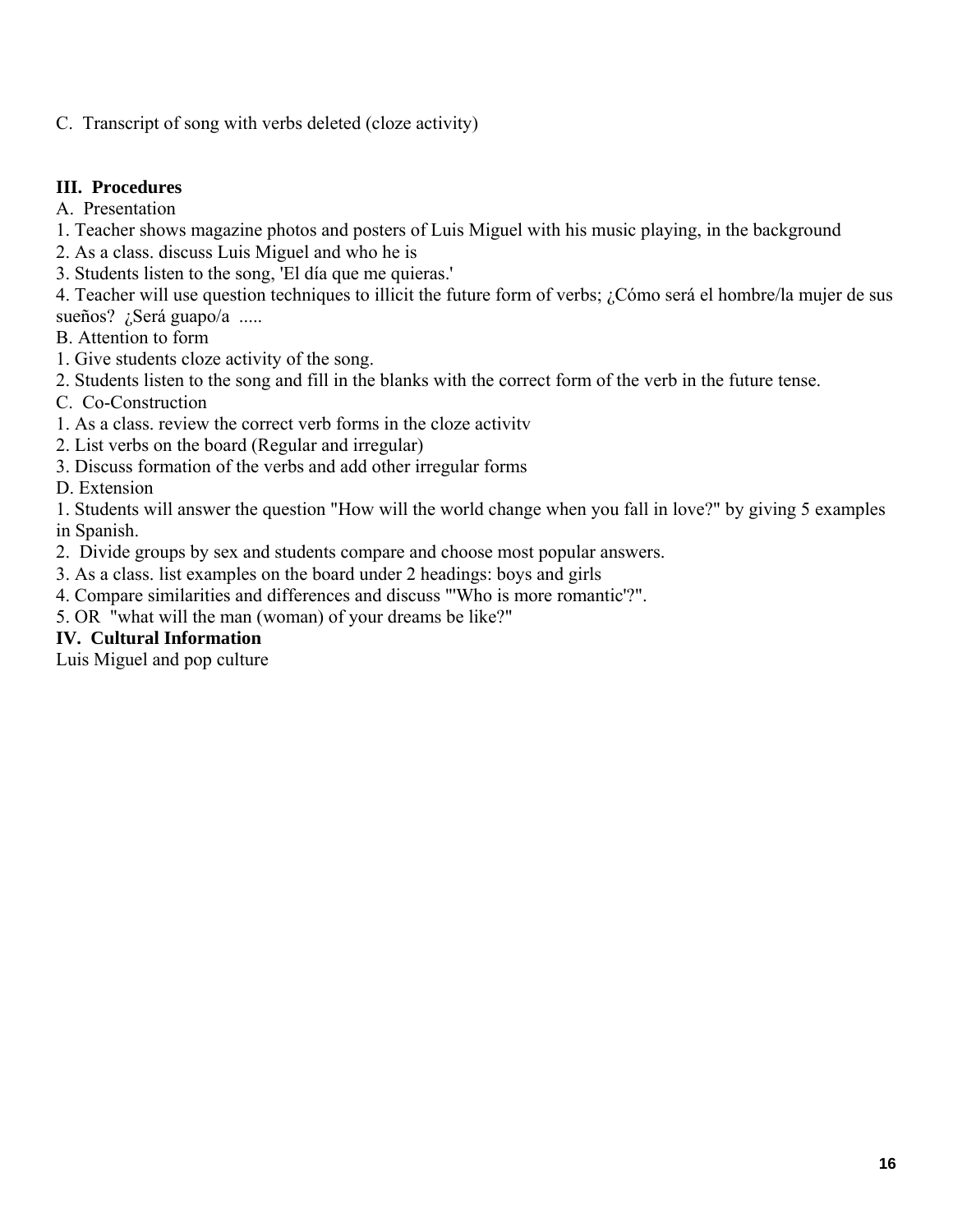C. Transcript of song with verbs deleted (cloze activity)

**III. Procedures**

A. Presentation

1. Teacher shows magazine photos and posters of Luis Miguel with his music playing, in the background
2. As a class. discuss Luis Miguel and who he is
3. Students listen to the song, 'El día que me quieras.'
4. Teacher will use question techniques to illicit the future form of verbs; ¿Cómo será el hombre/la mujer de sus sueños? ¿Será guapo/a .....

B. Attention to form

1. Give students cloze activity of the song.
2. Students listen to the song and fill in the blanks with the correct form of the verb in the future tense.

C. Co-Construction

1. As a class. review the correct verb forms in the cloze activitv
2. List verbs on the board (Regular and irregular)
3. Discuss formation of the verbs and add other irregular forms

D. Extension

1. Students will answer the question "How will the world change when you fall in love?" by giving 5 examples in Spanish.
2. Divide groups by sex and students compare and choose most popular answers.
3. As a class. list examples on the board under 2 headings: boys and girls
4. Compare similarities and differences and discuss "'Who is more romantic'?".
5. OR "what will the man (woman) of your dreams be like?"

**IV. Cultural Information**

Luis Miguel and pop culture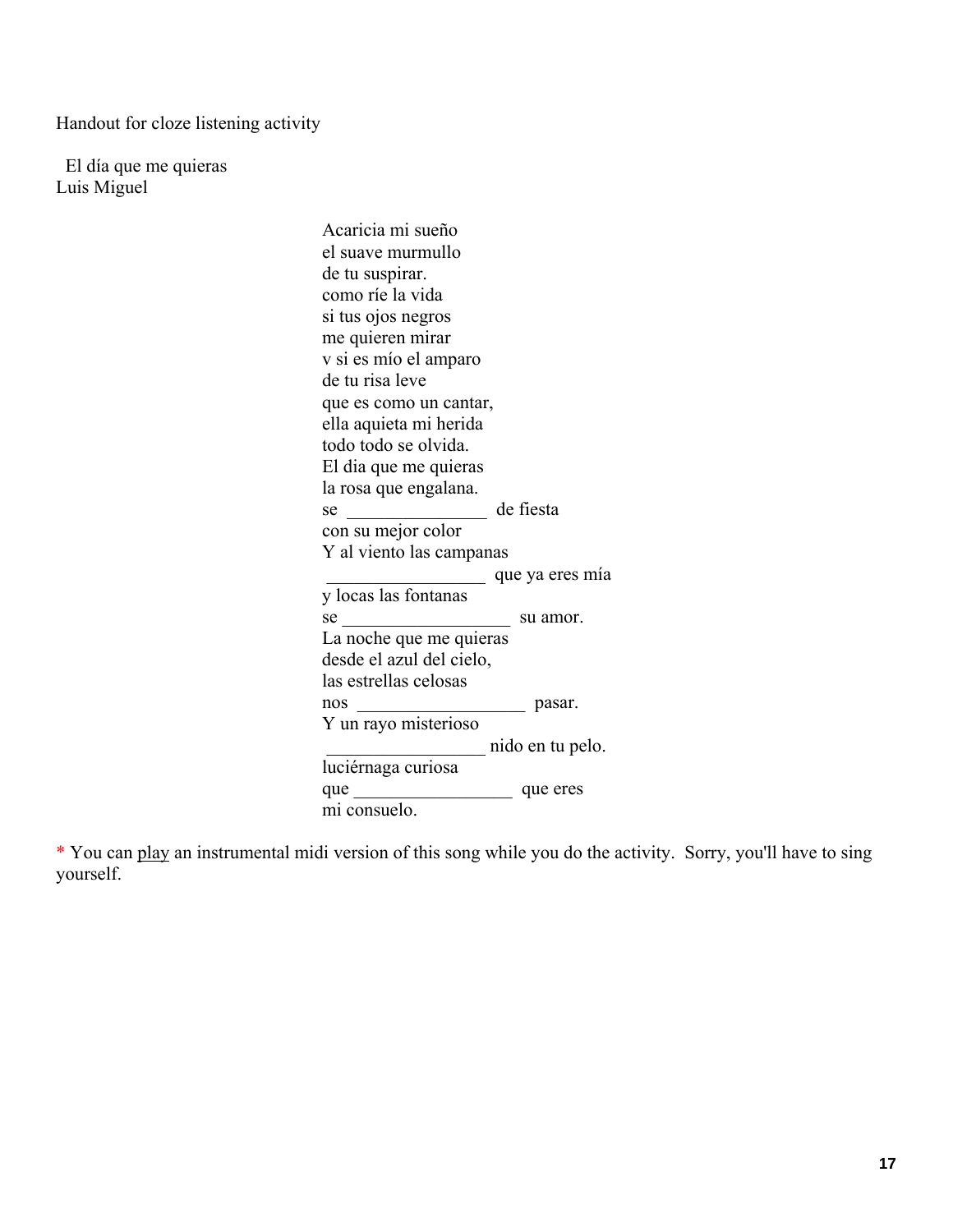Handout for cloze listening activity

El día que me quieras
Luis Miguel

Acaricia mi sueño
el suave murmullo
de tu suspirar.
como ríe la vida
si tus ojos negros
me quieren mirar
v si es mío el amparo
de tu risa leve
que es como un cantar,
ella aquieta mi herida
todo todo se olvida.
El dia que me quieras
la rosa que engalana.
se _______________ de fiesta
con su mejor color
Y al viento las campanas
_________________ que ya eres mía
y locas las fontanas
se __________________ su amor.
La noche que me quieras
desde el azul del cielo,
las estrellas celosas
nos __________________ pasar.
Y un rayo misterioso
_________________ nido en tu pelo.
luciérnaga curiosa
que _________________ que eres
mi consuelo.

* You can play an instrumental midi version of this song while you do the activity. Sorry, you'll have to sing yourself.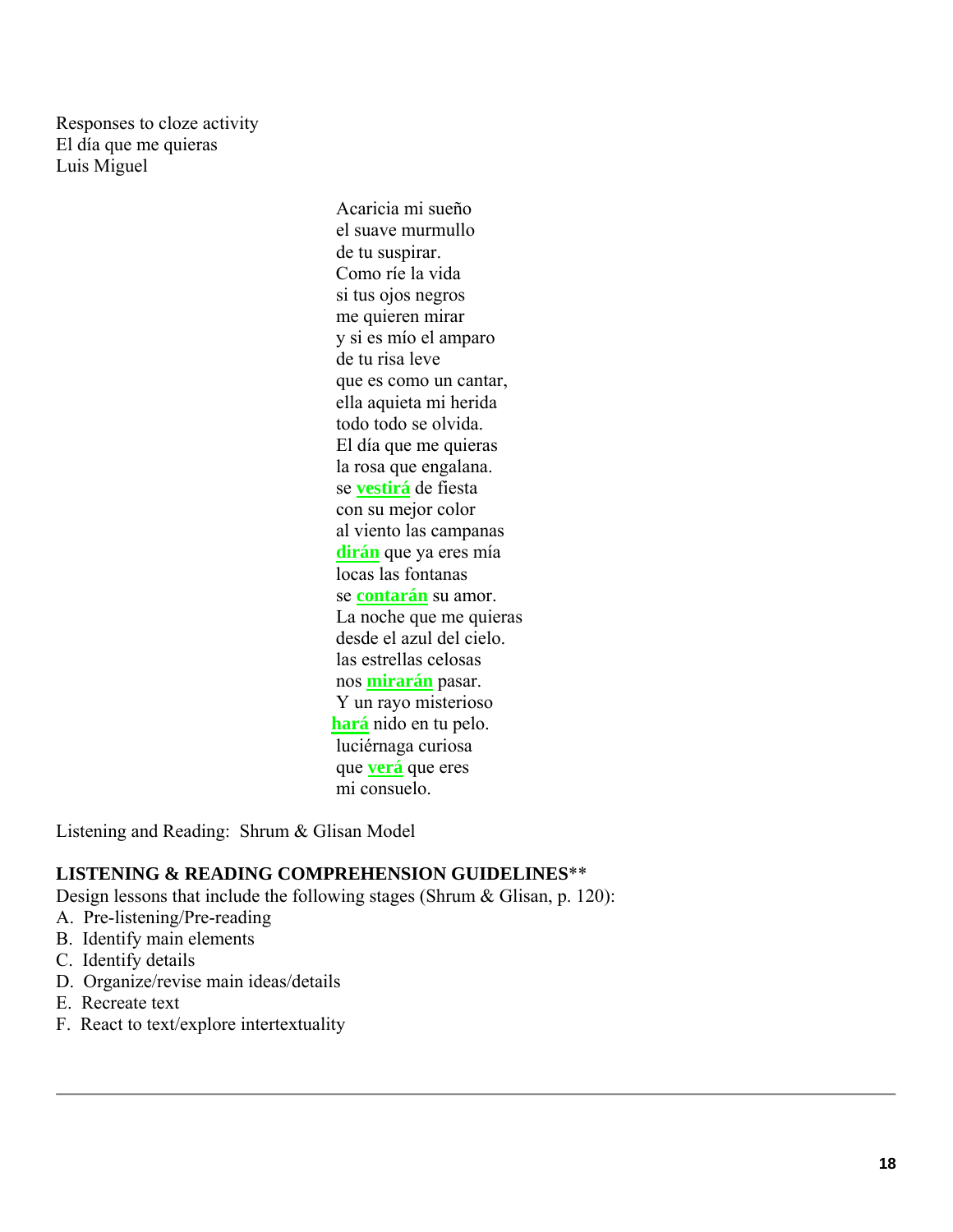Responses to cloze activity
El día que me quieras
Luis Miguel

Acaricia mi sueño
el suave murmullo
de tu suspirar.
Como ríe la vida
si tus ojos negros
me quieren mirar
y si es mío el amparo
de tu risa leve
que es como un cantar,
ella aquieta mi herida
todo todo se olvida.
El día que me quieras
la rosa que engalana.
se **vestirá** de fiesta
con su mejor color
al viento las campanas
**dirán** que ya eres mía
locas las fontanas
se **contarán** su amor.
La noche que me quieras
desde el azul del cielo.
las estrellas celosas
nos **mirarán** pasar.
Y un rayo misterioso
**hará** nido en tu pelo.
luciérnaga curiosa
que **verá** que eres
mi consuelo.

Listening and Reading: Shrum & Glisan Model

**LISTENING & READING COMPREHENSION GUIDELINES**\*\*

Design lessons that include the following stages (Shrum & Glisan, p. 120):

A. Pre-listening/Pre-reading
B. Identify main elements
C. Identify details
D. Organize/revise main ideas/details
E. Recreate text
F. React to text/explore intertextuality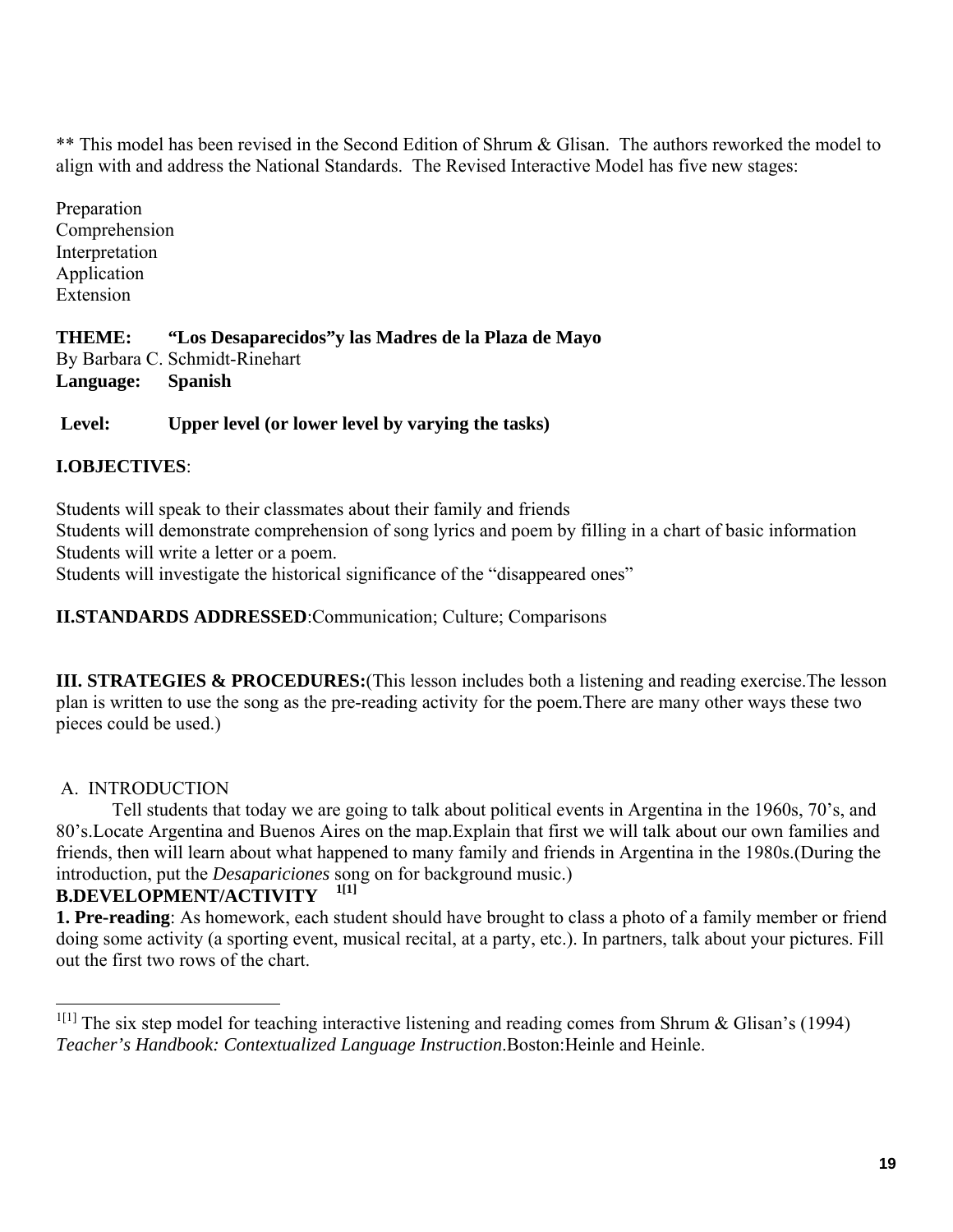** This model has been revised in the Second Edition of Shrum & Glisan. The authors reworked the model to align with and address the National Standards. The Revised Interactive Model has five new stages:

Preparation
Comprehension
Interpretation
Application
Extension

**THEME: "Los Desaparecidos"y las Madres de la Plaza de Mayo**
By Barbara C. Schmidt-Rinehart
**Language: Spanish**

**Level: Upper level (or lower level by varying the tasks)**

**I.OBJECTIVES**:

Students will speak to their classmates about their family and friends
Students will demonstrate comprehension of song lyrics and poem by filling in a chart of basic information
Students will write a letter or a poem.
Students will investigate the historical significance of the "disappeared ones"

**II.STANDARDS ADDRESSED**:Communication; Culture; Comparisons

**III. STRATEGIES & PROCEDURES:**(This lesson includes both a listening and reading exercise.The lesson plan is written to use the song as the pre-reading activity for the poem.There are many other ways these two pieces could be used.)

A. INTRODUCTION

Tell students that today we are going to talk about political events in Argentina in the 1960s, 70's, and 80's.Locate Argentina and Buenos Aires on the map.Explain that first we will talk about our own families and friends, then will learn about what happened to many family and friends in Argentina in the 1980s.(During the introduction, put the *Desapariciones* song on for background music.)

**B.DEVELOPMENT/ACTIVITY** [1[1]]

**1. Pre-reading**: As homework, each student should have brought to class a photo of a family member or friend doing some activity (a sporting event, musical recital, at a party, etc.). In partners, talk about your pictures. Fill out the first two rows of the chart.

---

[1[1]] The six step model for teaching interactive listening and reading comes from Shrum & Glisan's (1994) *Teacher's Handbook: Contextualized Language Instruction*.Boston:Heinle and Heinle.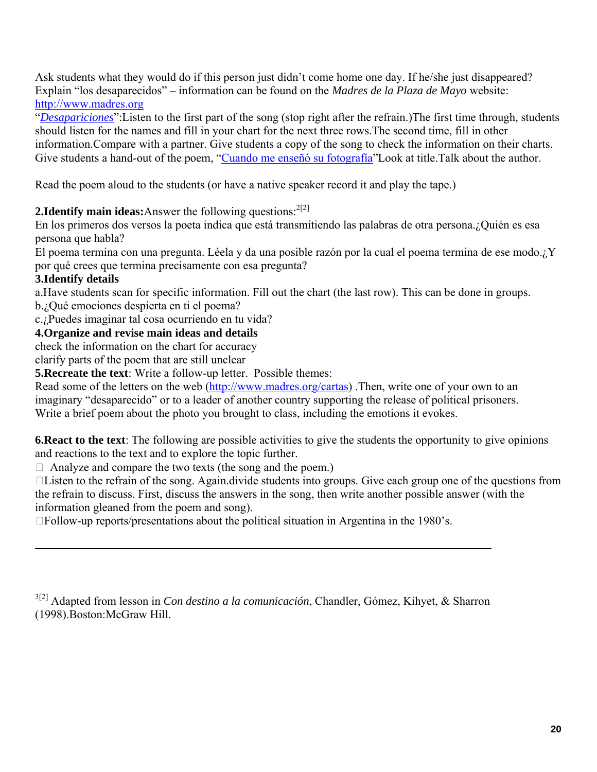Ask students what they would do if this person just didn't come home one day. If he/she just disappeared? Explain "los desaparecidos" – information can be found on the *Madres de la Plaza de Mayo* website: http://www.madres.org

"*Desapariciones*":Listen to the first part of the song (stop right after the refrain.)The first time through, students should listen for the names and fill in your chart for the next three rows.The second time, fill in other information.Compare with a partner. Give students a copy of the song to check the information on their charts. Give students a hand-out of the poem, "Cuando me enseñó su fotografía"Look at title.Talk about the author.

Read the poem aloud to the students (or have a native speaker record it and play the tape.)

**2.Identify main ideas:**Answer the following questions:[2[2]]

En los primeros dos versos la poeta indica que está transmitiendo las palabras de otra persona.¿Quién es esa persona que habla?

El poema termina con una pregunta. Léela y da una posible razón por la cual el poema termina de ese modo.¿Y por qué crees que termina precisamente con esa pregunta?

**3.Identify details**

a.Have students scan for specific information. Fill out the chart (the last row). This can be done in groups.

b.¿Qué emociones despierta en ti el poema?

c.¿Puedes imaginar tal cosa ocurriendo en tu vida?

**4.Organize and revise main ideas and details**

check the information on the chart for accuracy

clarify parts of the poem that are still unclear

**5.Recreate the text**: Write a follow-up letter. Possible themes:

Read some of the letters on the web (http://www.madres.org/cartas) .Then, write one of your own to an imaginary "desaparecido" or to a leader of another country supporting the release of political prisoners.

Write a brief poem about the photo you brought to class, including the emotions it evokes.

**6.React to the text**: The following are possible activities to give the students the opportunity to give opinions and reactions to the text and to explore the topic further.

- Analyze and compare the two texts (the song and the poem.)
- Listen to the refrain of the song. Again.divide students into groups. Give each group one of the questions from the refrain to discuss. First, discuss the answers in the song, then write another possible answer (with the information gleaned from the poem and song).
- Follow-up reports/presentations about the political situation in Argentina in the 1980's.

---

[3[2]] Adapted from lesson in *Con destino a la comunicación*, Chandler, Gómez, Kihyet, & Sharron (1998).Boston:McGraw Hill.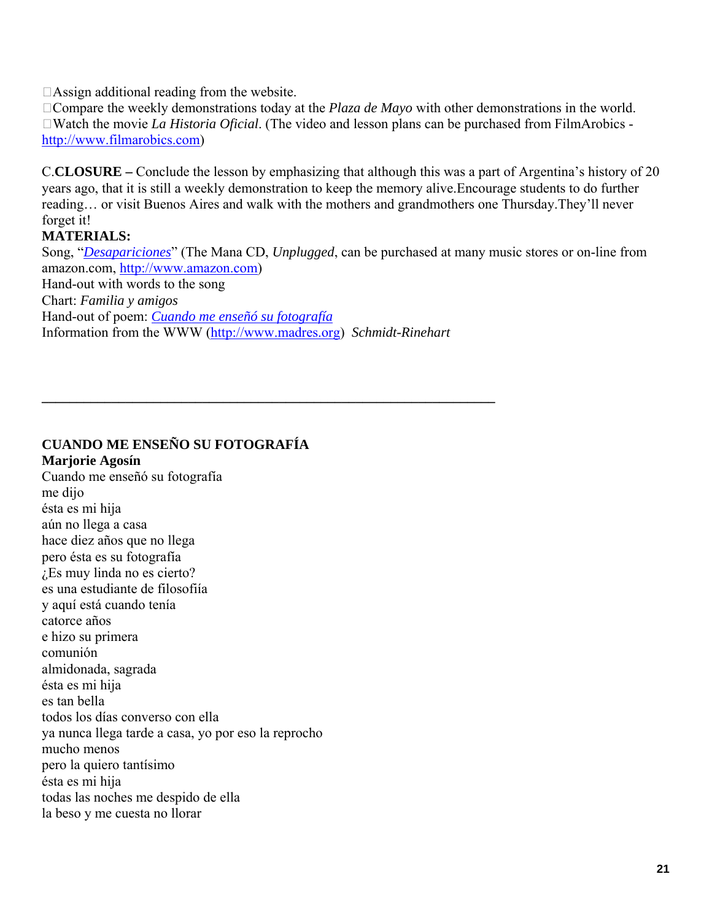- Assign additional reading from the website.
- Compare the weekly demonstrations today at the *Plaza de Mayo* with other demonstrations in the world.
- Watch the movie *La Historia Oficial*. (The video and lesson plans can be purchased from FilmArobics - http://www.filmarobics.com)

C.**CLOSURE –** Conclude the lesson by emphasizing that although this was a part of Argentina's history of 20 years ago, that it is still a weekly demonstration to keep the memory alive.Encourage students to do further reading… or visit Buenos Aires and walk with the mothers and grandmothers one Thursday.They'll never forget it!

**MATERIALS:**

Song, "*Desapariciones*" (The Mana CD, *Unplugged*, can be purchased at many music stores or on-line from amazon.com, http://www.amazon.com)
Hand-out with words to the song
Chart: *Familia y amigos*
Hand-out of poem: *Cuando me enseñó su fotografía*
Information from the WWW (http://www.madres.org) *Schmidt-Rinehart*

---

**CUANDO ME ENSEÑO SU FOTOGRAFÍA**
**Marjorie Agosín**

Cuando me enseñó su fotografía
me dijo
ésta es mi hija
aún no llega a casa
hace diez años que no llega
pero ésta es su fotografía
¿Es muy linda no es cierto?
es una estudiante de filosofiía
y aquí está cuando tenía
catorce años
e hizo su primera
comunión
almidonada, sagrada
ésta es mi hija
es tan bella
todos los días converso con ella
ya nunca llega tarde a casa, yo por eso la reprocho
mucho menos
pero la quiero tantísimo
ésta es mi hija
todas las noches me despido de ella
la beso y me cuesta no llorar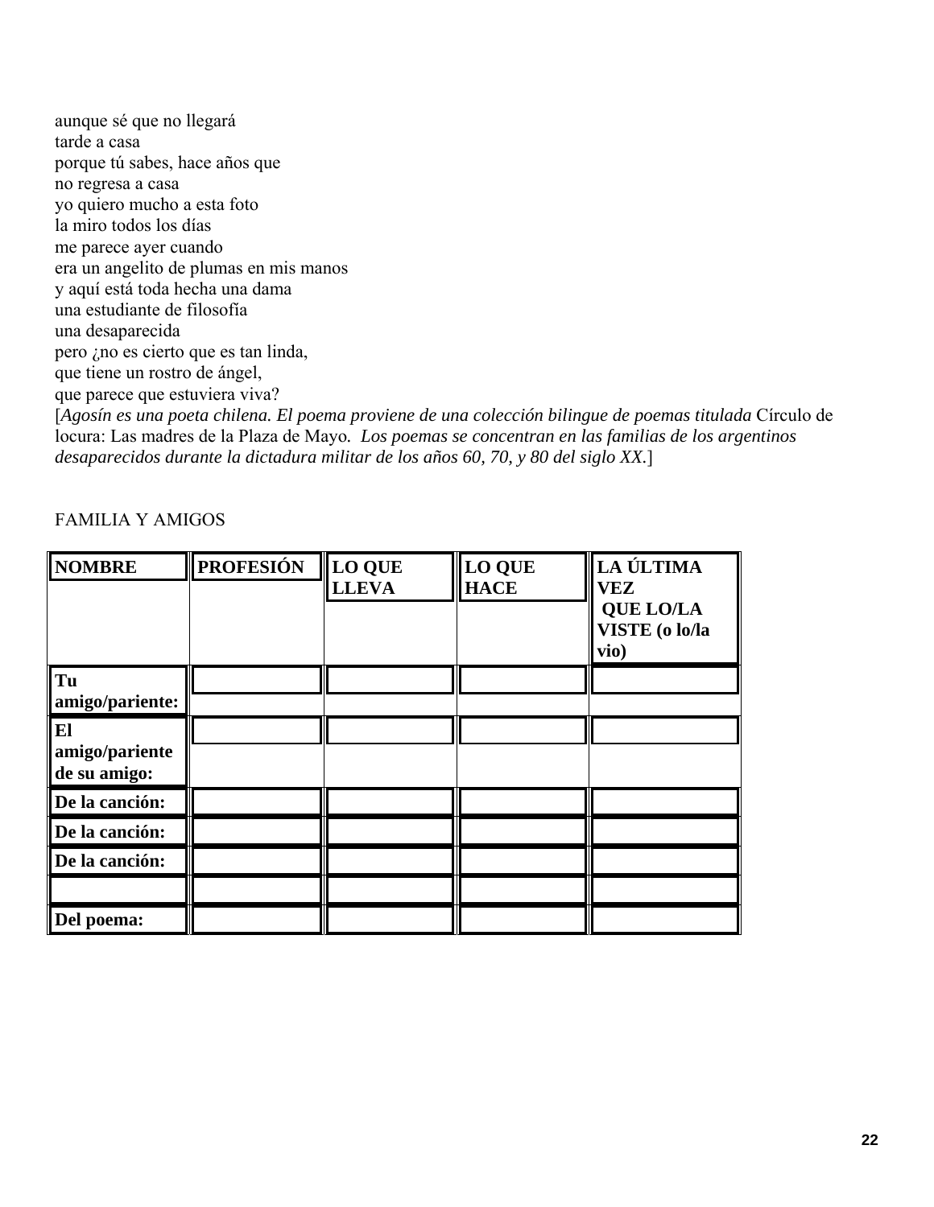aunque sé que no llegará
tarde a casa
porque tú sabes, hace años que
no regresa a casa
yo quiero mucho a esta foto
la miro todos los días
me parece ayer cuando
era un angelito de plumas en mis manos
y aquí está toda hecha una dama
una estudiante de filosofía
una desaparecida
pero ¿no es cierto que es tan linda,
que tiene un rostro de ángel,
que parece que estuviera viva?

[*Agosín es una poeta chilena. El poema proviene de una colección bilingue de poemas titulada* Círculo de locura: Las madres de la Plaza de Mayo*. Los poemas se concentran en las familias de los argentinos desaparecidos durante la dictadura militar de los años 60, 70, y 80 del siglo XX.*]

FAMILIA Y AMIGOS

| **NOMBRE** | **PROFESIÓN** | **LO QUE LLEVA** | **LO QUE HACE** | **LA ÚLTIMA VEZ QUE LO/LA VISTE (o lo/la vio)** |
|---|---|---|---|---|
| **Tu amigo/pariente:** | | | | |
| **El amigo/pariente de su amigo:** | | | | |
| **De la canción:** | | | | |
| **De la canción:** | | | | |
| **De la canción:** | | | | |
| | | | | |
| **Del poema:** | | | | |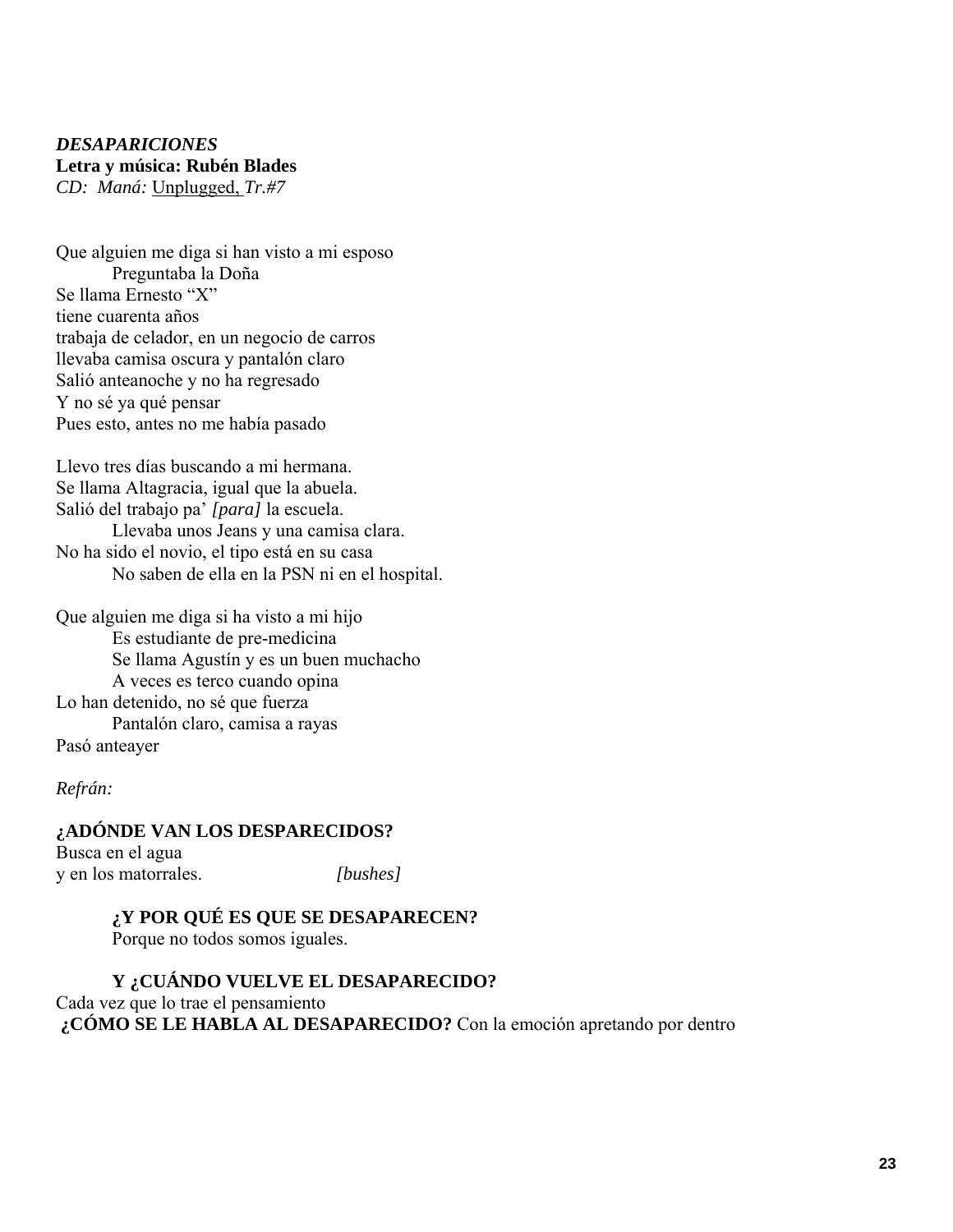***DESAPARICIONES***
**Letra y música: Rubén Blades**
*CD: Maná:* Unplugged, *Tr.#7*

Que alguien me diga si han visto a mi esposo
Preguntaba la Doña
Se llama Ernesto "X"
tiene cuarenta años
trabaja de celador, en un negocio de carros
llevaba camisa oscura y pantalón claro
Salió anteanoche y no ha regresado
Y no sé ya qué pensar
Pues esto, antes no me había pasado

Llevo tres días buscando a mi hermana.
Se llama Altagracia, igual que la abuela.
Salió del trabajo pa' *[para]* la escuela.
Llevaba unos Jeans y una camisa clara.
No ha sido el novio, el tipo está en su casa
No saben de ella en la PSN ni en el hospital.

Que alguien me diga si ha visto a mi hijo
Es estudiante de pre-medicina
Se llama Agustín y es un buen muchacho
A veces es terco cuando opina
Lo han detenido, no sé que fuerza
Pantalón claro, camisa a rayas
Pasó anteayer

*Refrán:*

**¿ADÓNDE VAN LOS DESPARECIDOS?**
Busca en el agua
y en los matorrales. *[bushes]*

**¿Y POR QUÉ ES QUE SE DESAPARECEN?**
Porque no todos somos iguales.

**Y ¿CUÁNDO VUELVE EL DESAPARECIDO?**
Cada vez que lo trae el pensamiento
**¿CÓMO SE LE HABLA AL DESAPARECIDO?** Con la emoción apretando por dentro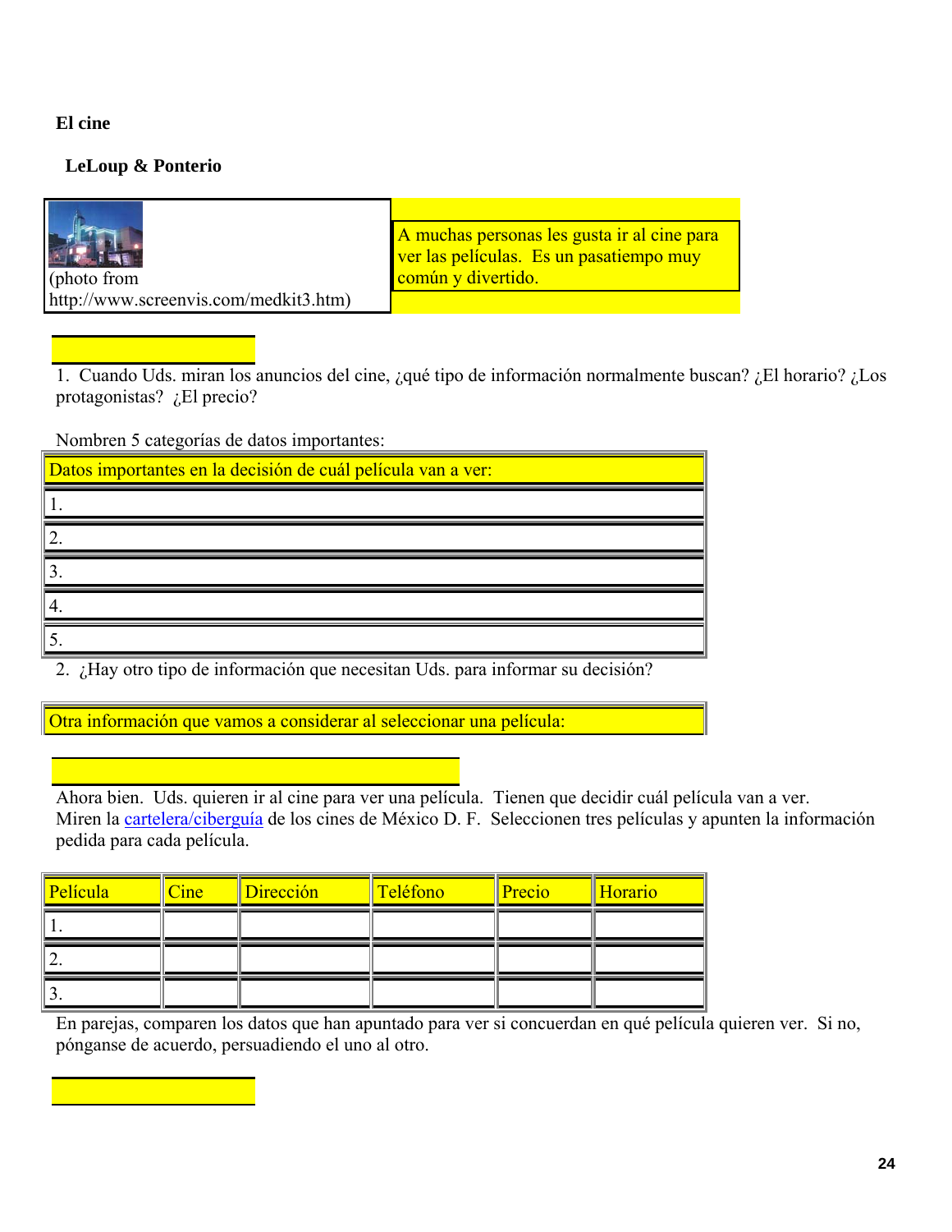**El cine**

**LeLoup & Ponterio**

(photo from http://www.screenvis.com/medkit3.htm)

A muchas personas les gusta ir al cine para ver las películas. Es un pasatiempo muy común y divertido.

1. Cuando Uds. miran los anuncios del cine, ¿qué tipo de información normalmente buscan? ¿El horario? ¿Los protagonistas? ¿El precio?

Nombren 5 categorías de datos importantes:

| Datos importantes en la decisión de cuál película van a ver: |
|---|
| 1. |
| 2. |
| 3. |
| 4. |
| 5. |

2. ¿Hay otro tipo de información que necesitan Uds. para informar su decisión?

| Otra información que vamos a considerar al seleccionar una película: |
|---|

Ahora bien. Uds. quieren ir al cine para ver una película. Tienen que decidir cuál película van a ver. Miren la cartelera/ciberguía de los cines de México D. F. Seleccionen tres películas y apunten la información pedida para cada película.

| Película | Cine | Dirección | Teléfono | Precio | Horario |
|---|---|---|---|---|---|
| 1. | | | | | |
| 2. | | | | | |
| 3. | | | | | |

En parejas, comparen los datos que han apuntado para ver si concuerdan en qué película quieren ver. Si no, pónganse de acuerdo, persuadiendo el uno al otro.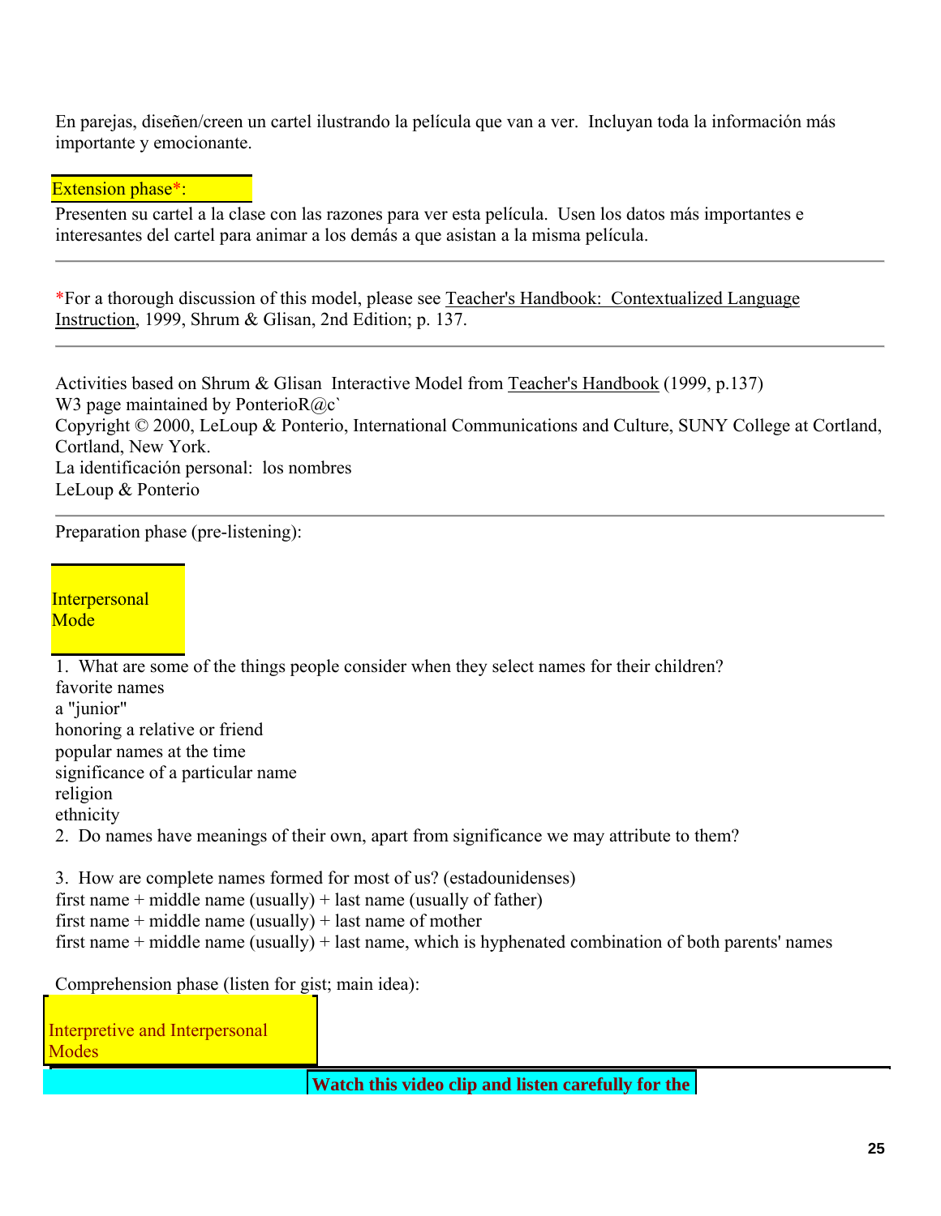En parejas, diseñen/creen un cartel ilustrando la película que van a ver. Incluyan toda la información más importante y emocionante.

Extension phase*:

Presenten su cartel a la clase con las razones para ver esta película. Usen los datos más importantes e interesantes del cartel para animar a los demás a que asistan a la misma película.

---

*For a thorough discussion of this model, please see Teacher's Handbook: Contextualized Language Instruction, 1999, Shrum & Glisan, 2nd Edition; p. 137.

---

Activities based on Shrum & Glisan Interactive Model from Teacher's Handbook (1999, p.137)
W3 page maintained by PonterioR@c`
Copyright © 2000, LeLoup & Ponterio, International Communications and Culture, SUNY College at Cortland, Cortland, New York.
La identificación personal: los nombres
LeLoup & Ponterio

---

Preparation phase (pre-listening):

Interpersonal Mode

1. What are some of the things people consider when they select names for their children?
favorite names
a "junior"
honoring a relative or friend
popular names at the time
significance of a particular name
religion
ethnicity
2. Do names have meanings of their own, apart from significance we may attribute to them?

3. How are complete names formed for most of us? (estadounidenses)
first name + middle name (usually) + last name (usually of father)
first name + middle name (usually) + last name of mother
first name + middle name (usually) + last name, which is hyphenated combination of both parents' names

Comprehension phase (listen for gist; main idea):

Interpretive and Interpersonal Modes

**Watch this video clip and listen carefully for the**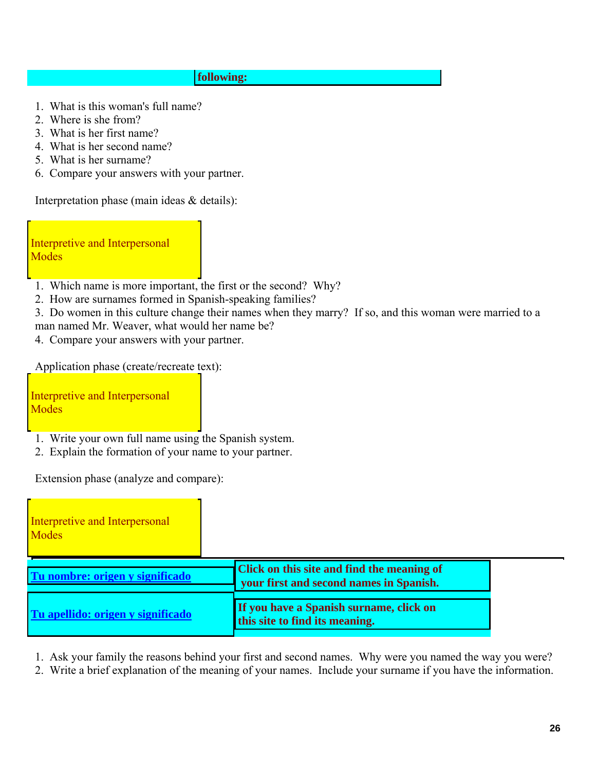**following:**

1. What is this woman's full name?
2. Where is she from?
3. What is her first name?
4. What is her second name?
5. What is her surname?
6. Compare your answers with your partner.

Interpretation phase (main ideas & details):

Interpretive and Interpersonal Modes

1. Which name is more important, the first or the second? Why?
2. How are surnames formed in Spanish-speaking families?
3. Do women in this culture change their names when they marry? If so, and this woman were married to a man named Mr. Weaver, what would her name be?
4. Compare your answers with your partner.

Application phase (create/recreate text):

Interpretive and Interpersonal Modes

1. Write your own full name using the Spanish system.
2. Explain the formation of your name to your partner.

Extension phase (analyze and compare):

Interpretive and Interpersonal Modes

| | |
|---|---|
| **Tu nombre: origen y significado** | **Click on this site and find the meaning of your first and second names in Spanish.** |
| **Tu apellido: origen y significado** | **If you have a Spanish surname, click on this site to find its meaning.** |

1. Ask your family the reasons behind your first and second names. Why were you named the way you were?
2. Write a brief explanation of the meaning of your names. Include your surname if you have the information.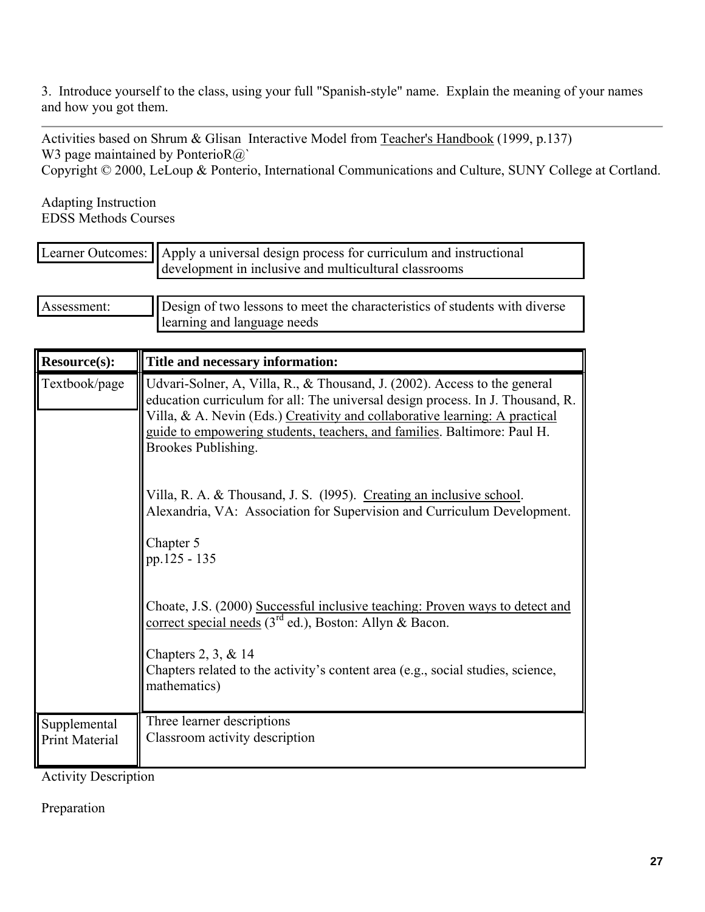3. Introduce yourself to the class, using your full "Spanish-style" name. Explain the meaning of your names and how you got them.

---

Activities based on Shrum & Glisan Interactive Model from Teacher's Handbook (1999, p.137)
W3 page maintained by PonterioR@`
Copyright © 2000, LeLoup & Ponterio, International Communications and Culture, SUNY College at Cortland.

Adapting Instruction
EDSS Methods Courses

| Learner Outcomes: | Apply a universal design process for curriculum and instructional development in inclusive and multicultural classrooms |
|---|---|

| Assessment: | Design of two lessons to meet the characteristics of students with diverse learning and language needs |
|---|---|

| **Resource(s):** | **Title and necessary information:** |
|---|---|
| Textbook/page | Udvari-Solner, A, Villa, R., & Thousand, J. (2002). Access to the general education curriculum for all: The universal design process. In J. Thousand, R. Villa, & A. Nevin (Eds.) Creativity and collaborative learning: A practical guide to empowering students, teachers, and families. Baltimore: Paul H. Brookes Publishing.<br><br>Villa, R. A. & Thousand, J. S. (l995). Creating an inclusive school. Alexandria, VA: Association for Supervision and Curriculum Development.<br><br>Chapter 5<br>pp.125 - 135<br><br>Choate, J.S. (2000) Successful inclusive teaching: Proven ways to detect and correct special needs (3rd ed.), Boston: Allyn & Bacon.<br><br>Chapters 2, 3, & 14<br>Chapters related to the activity's content area (e.g., social studies, science, mathematics) |
| Supplemental Print Material | Three learner descriptions<br>Classroom activity description |

Activity Description

Preparation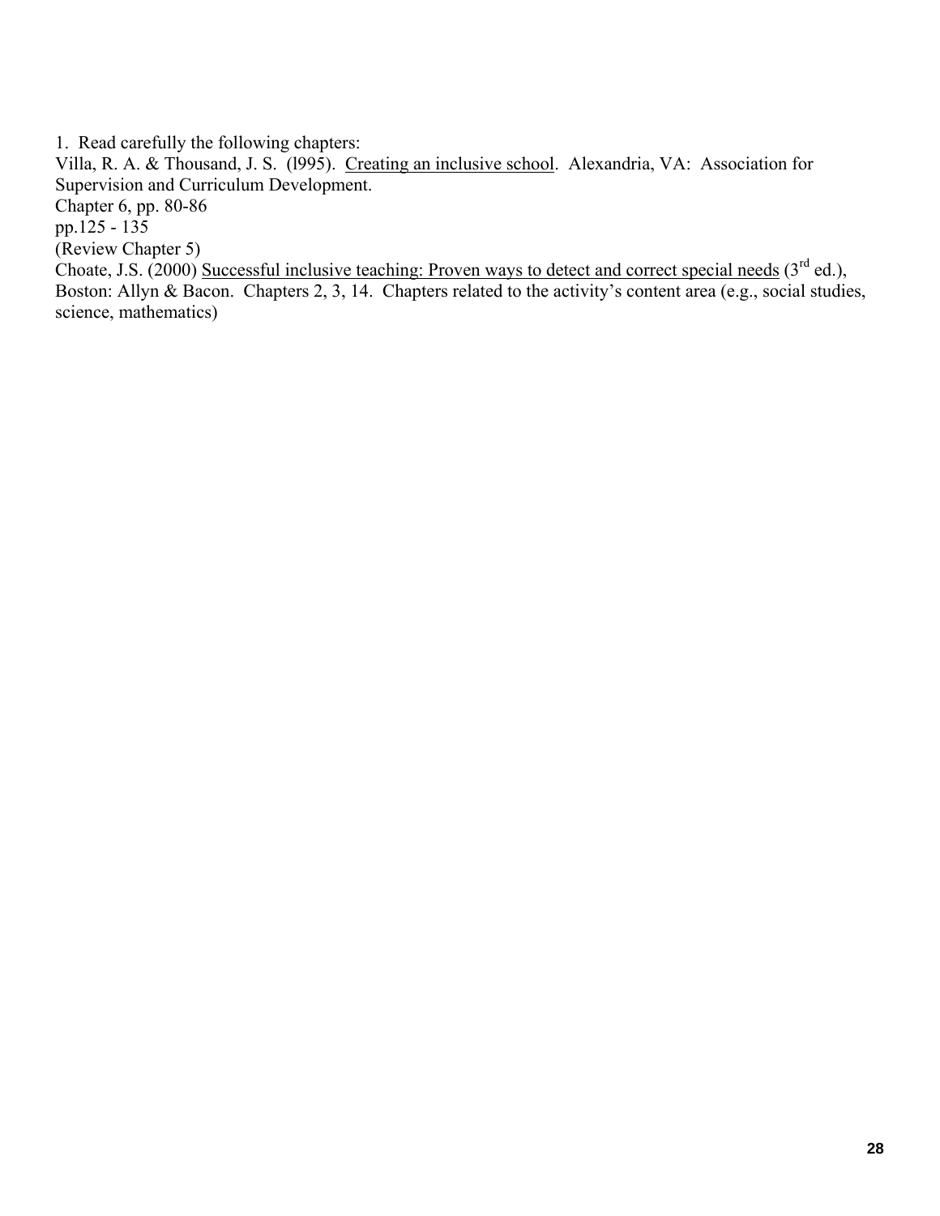1. Read carefully the following chapters:

Villa, R. A. & Thousand, J. S. (l995). Creating an inclusive school. Alexandria, VA: Association for Supervision and Curriculum Development.

Chapter 6, pp. 80-86

pp.125 - 135

(Review Chapter 5)

Choate, J.S. (2000) Successful inclusive teaching: Proven ways to detect and correct special needs (3rd ed.), Boston: Allyn & Bacon. Chapters 2, 3, 14. Chapters related to the activity's content area (e.g., social studies, science, mathematics)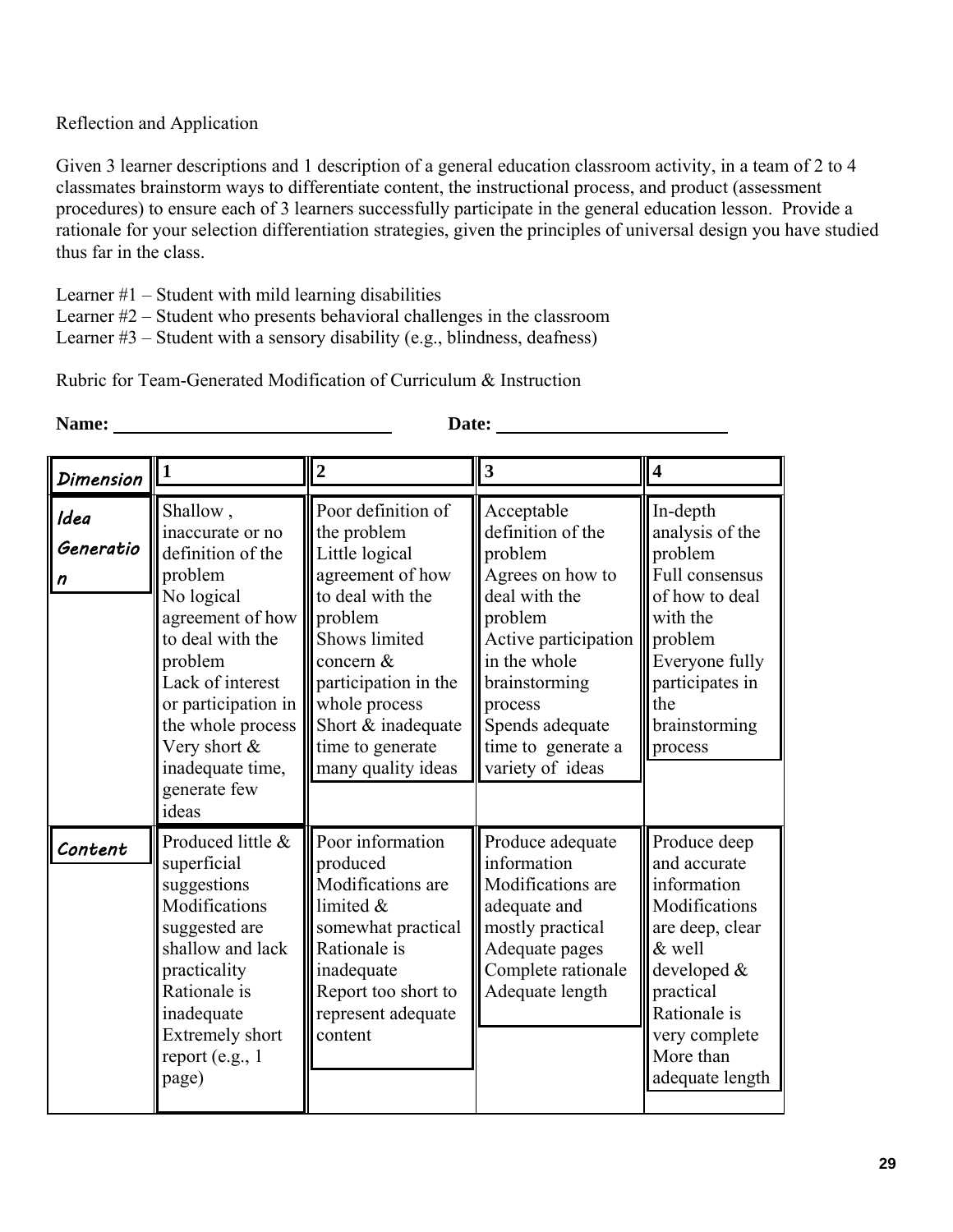Reflection and Application

Given 3 learner descriptions and 1 description of a general education classroom activity, in a team of 2 to 4 classmates brainstorm ways to differentiate content, the instructional process, and product (assessment procedures) to ensure each of 3 learners successfully participate in the general education lesson. Provide a rationale for your selection differentiation strategies, given the principles of universal design you have studied thus far in the class.

Learner #1 – Student with mild learning disabilities
Learner #2 – Student who presents behavioral challenges in the classroom
Learner #3 – Student with a sensory disability (e.g., blindness, deafness)

Rubric for Team-Generated Modification of Curriculum & Instruction

**Name:** ______________________________ **Date:** ________________________

| *Dimension* | **1** | **2** | **3** | **4** |
|---|---|---|---|---|
| *Idea Generation* | Shallow, inaccurate or no definition of the problem<br>No logical agreement of how to deal with the problem<br>Lack of interest or participation in the whole process<br>Very short & inadequate time, generate few ideas | Poor definition of the problem<br>Little logical agreement of how to deal with the problem<br>Shows limited concern & participation in the whole process<br>Short & inadequate time to generate many quality ideas | Acceptable definition of the problem<br>Agrees on how to deal with the problem<br>Active participation in the whole brainstorming process<br>Spends adequate time to generate a variety of ideas | In-depth analysis of the problem<br>Full consensus of how to deal with the problem<br>Everyone fully participates in the brainstorming process |
| *Content* | Produced little & superficial suggestions<br>Modifications suggested are shallow and lack practicality<br>Rationale is inadequate<br>Extremely short report (e.g., 1 page) | Poor information produced<br>Modifications are limited & somewhat practical<br>Rationale is inadequate<br>Report too short to represent adequate content | Produce adequate information<br>Modifications are adequate and mostly practical<br>Adequate pages<br>Complete rationale<br>Adequate length | Produce deep and accurate information<br>Modifications are deep, clear & well developed & practical<br>Rationale is very complete<br>More than adequate length |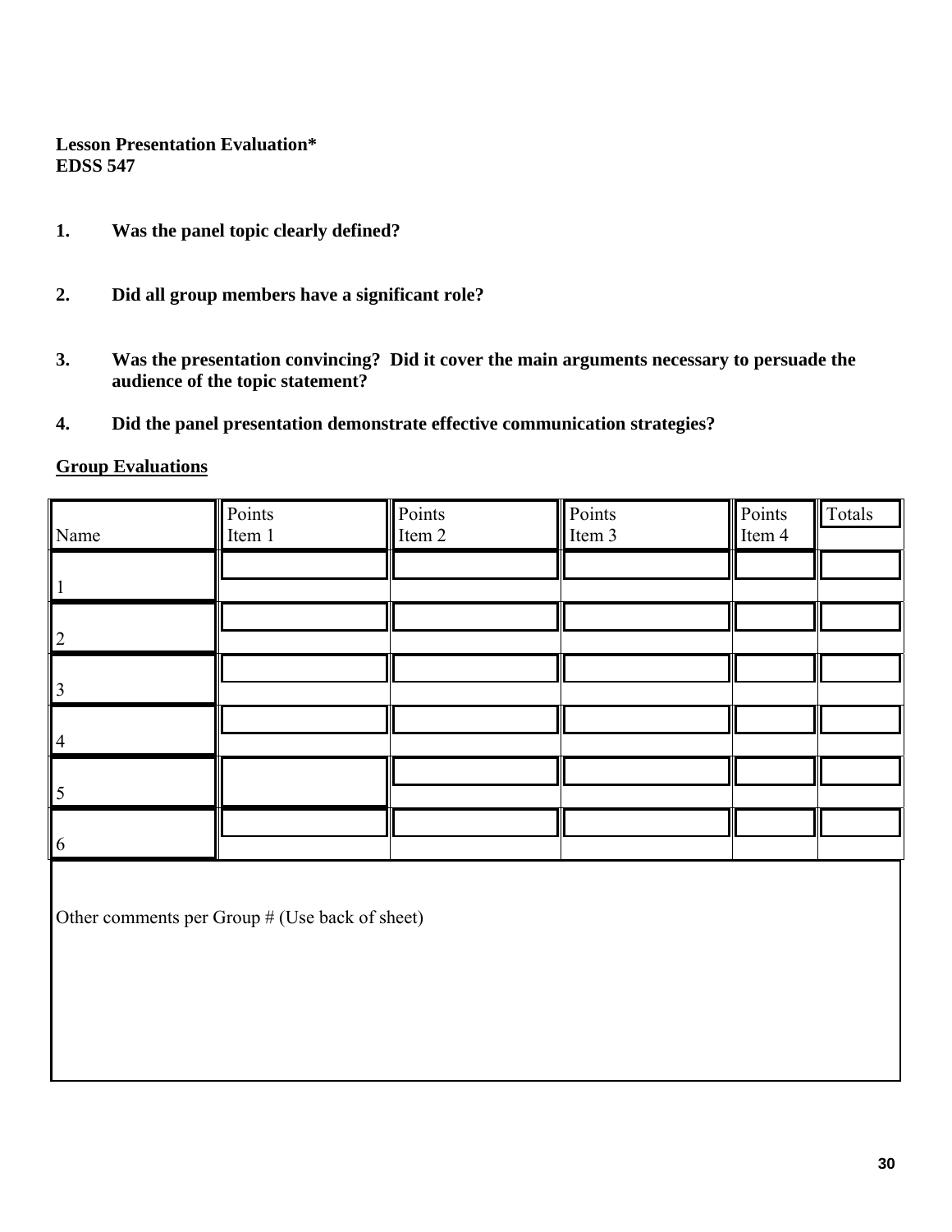**Lesson Presentation Evaluation***
**EDSS 547**

1. **Was the panel topic clearly defined?**

2. **Did all group members have a significant role?**

3. **Was the presentation convincing? Did it cover the main arguments necessary to persuade the audience of the topic statement?**

4. **Did the panel presentation demonstrate effective communication strategies?**

**<u>Group Evaluations</u>**

| Name | Points Item 1 | Points Item 2 | Points Item 3 | Points Item 4 | Totals |
|---|---|---|---|---|---|
| 1 | | | | | |
| 2 | | | | | |
| 3 | | | | | |
| 4 | | | | | |
| 5 | | | | | |
| 6 | | | | | |

Other comments per Group # (Use back of sheet)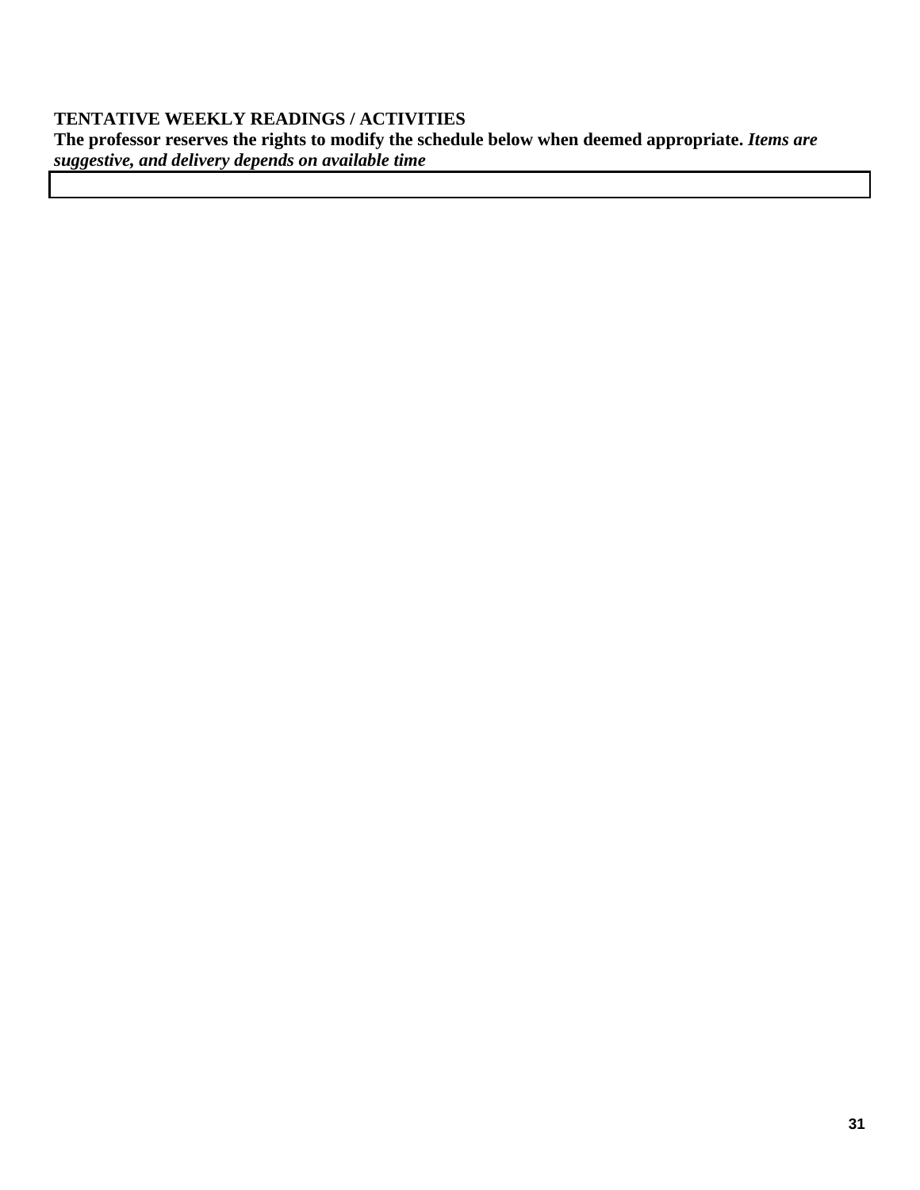**TENTATIVE WEEKLY READINGS / ACTIVITIES**

**The professor reserves the rights to modify the schedule below when deemed appropriate.** ***Items are suggestive, and delivery depends on available time***

| |
|---|
| |